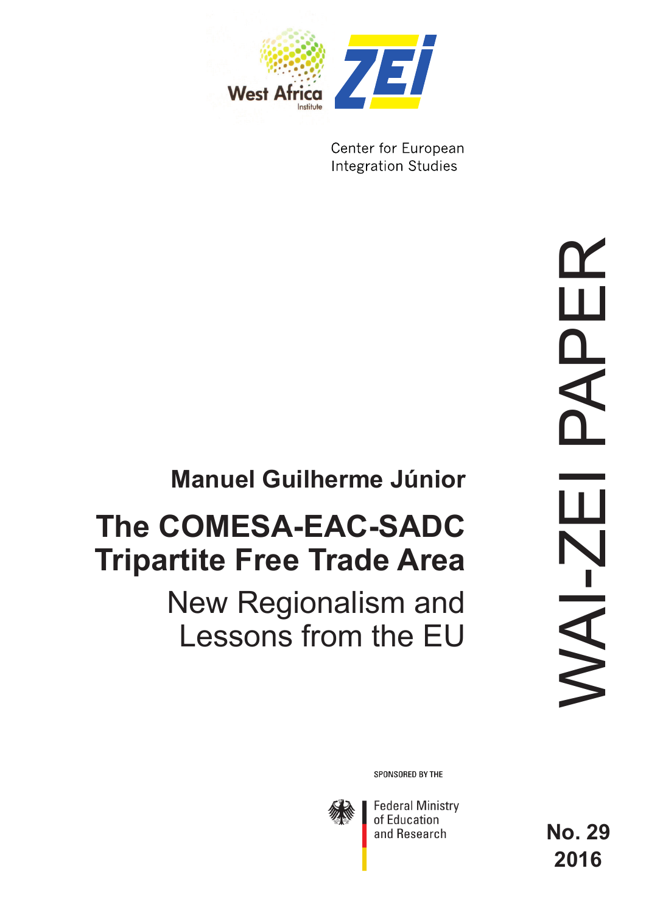West Africa Institute

ZEI

Center for European Integration Studies

WAI-ZEI PAPER

**Manuel Guilherme Júnior**

# The COMESA-EAC-SADC Tripartite Free Trade Area

## New Regionalism and Lessons from the EU

SPONSORED BY THE

Federal Ministry of Education and Research

**No. 29**
**2016**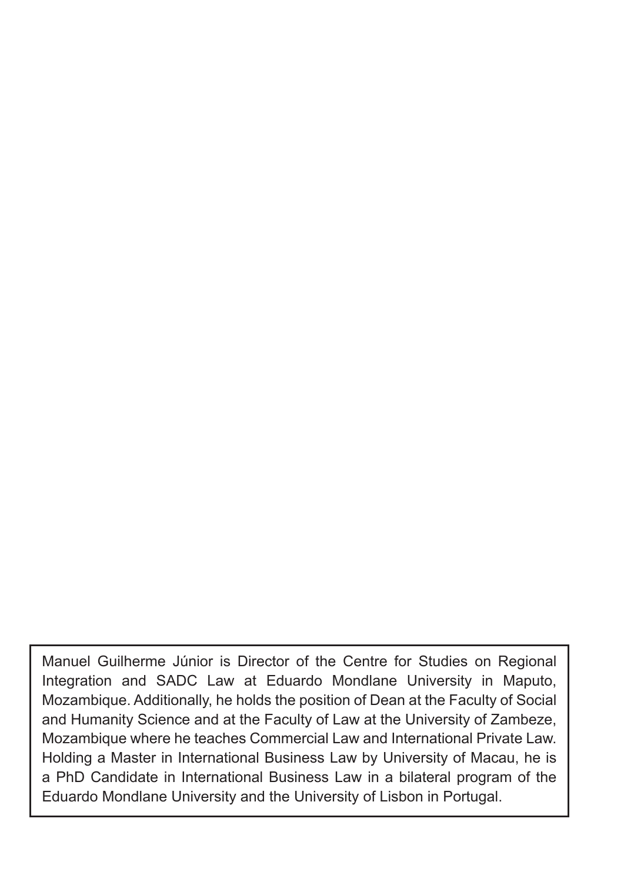Manuel Guilherme Júnior is Director of the Centre for Studies on Regional Integration and SADC Law at Eduardo Mondlane University in Maputo, Mozambique. Additionally, he holds the position of Dean at the Faculty of Social and Humanity Science and at the Faculty of Law at the University of Zambeze, Mozambique where he teaches Commercial Law and International Private Law. Holding a Master in International Business Law by University of Macau, he is a PhD Candidate in International Business Law in a bilateral program of the Eduardo Mondlane University and the University of Lisbon in Portugal.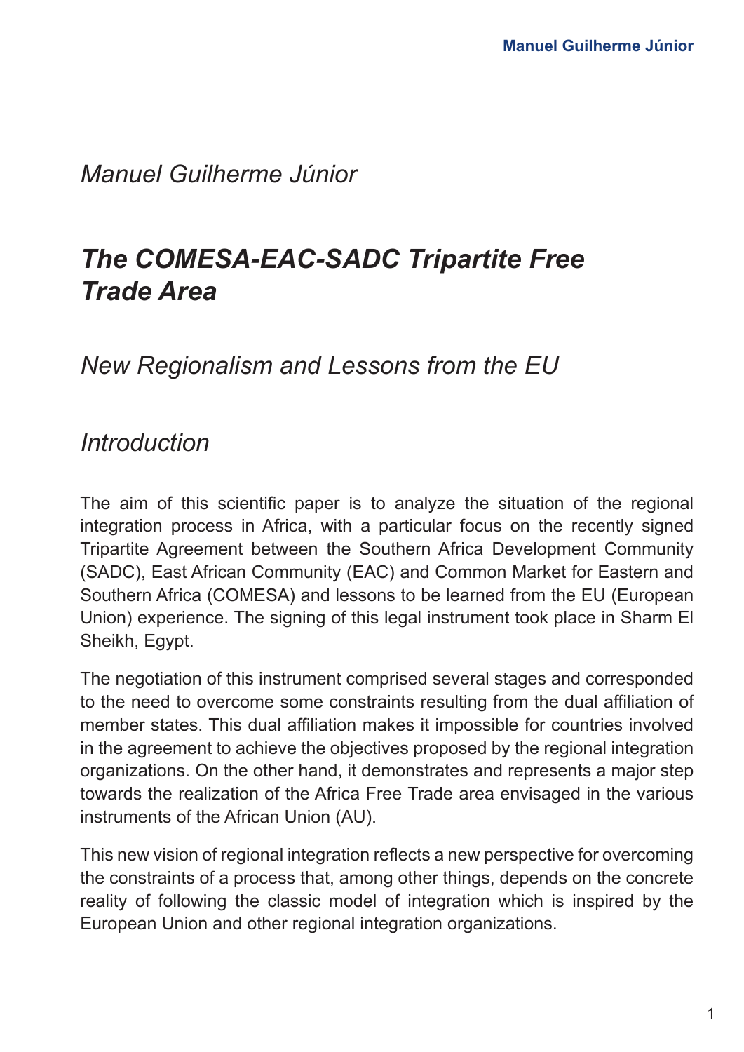*Manuel Guilherme Júnior*

# *The COMESA-EAC-SADC Tripartite Free Trade Area*

## *New Regionalism and Lessons from the EU*

## *Introduction*

The aim of this scientific paper is to analyze the situation of the regional integration process in Africa, with a particular focus on the recently signed Tripartite Agreement between the Southern Africa Development Community (SADC), East African Community (EAC) and Common Market for Eastern and Southern Africa (COMESA) and lessons to be learned from the EU (European Union) experience. The signing of this legal instrument took place in Sharm El Sheikh, Egypt.

The negotiation of this instrument comprised several stages and corresponded to the need to overcome some constraints resulting from the dual affiliation of member states. This dual affiliation makes it impossible for countries involved in the agreement to achieve the objectives proposed by the regional integration organizations. On the other hand, it demonstrates and represents a major step towards the realization of the Africa Free Trade area envisaged in the various instruments of the African Union (AU).

This new vision of regional integration reflects a new perspective for overcoming the constraints of a process that, among other things, depends on the concrete reality of following the classic model of integration which is inspired by the European Union and other regional integration organizations.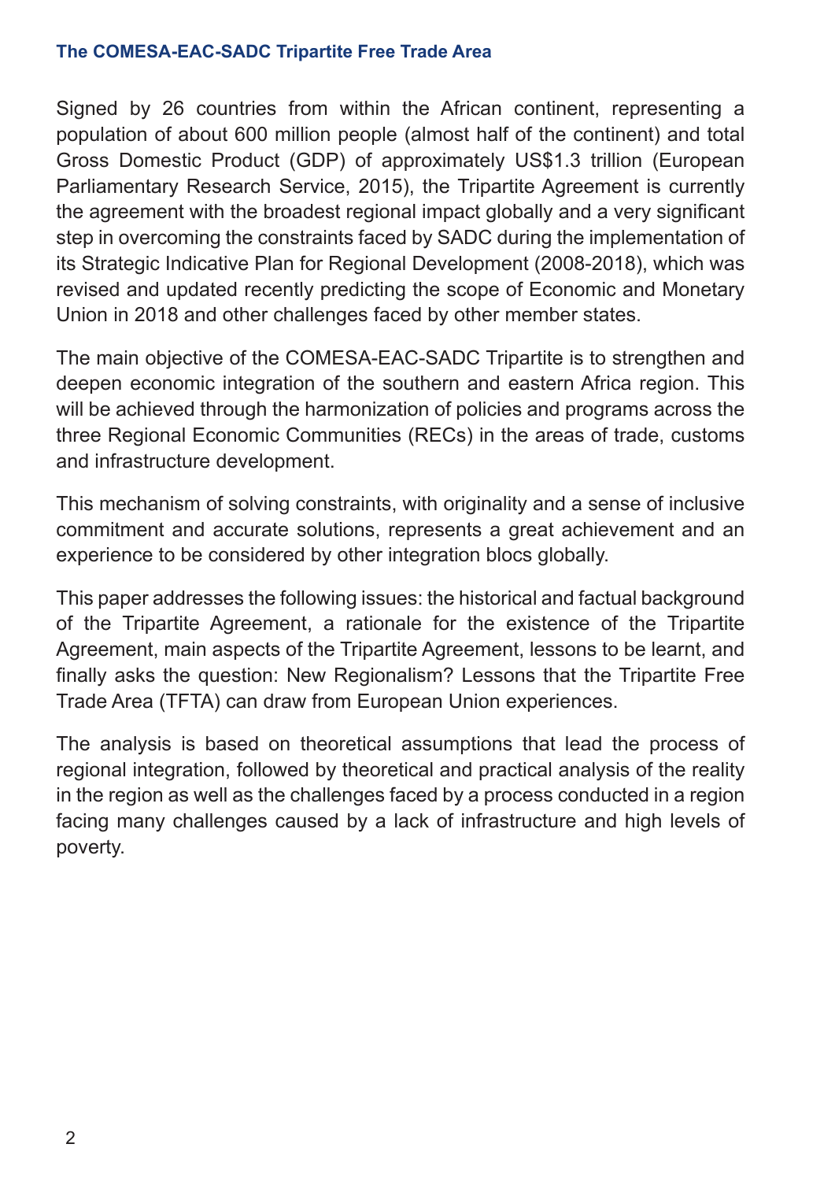Signed by 26 countries from within the African continent, representing a population of about 600 million people (almost half of the continent) and total Gross Domestic Product (GDP) of approximately US$1.3 trillion (European Parliamentary Research Service, 2015), the Tripartite Agreement is currently the agreement with the broadest regional impact globally and a very significant step in overcoming the constraints faced by SADC during the implementation of its Strategic Indicative Plan for Regional Development (2008-2018), which was revised and updated recently predicting the scope of Economic and Monetary Union in 2018 and other challenges faced by other member states.

The main objective of the COMESA-EAC-SADC Tripartite is to strengthen and deepen economic integration of the southern and eastern Africa region. This will be achieved through the harmonization of policies and programs across the three Regional Economic Communities (RECs) in the areas of trade, customs and infrastructure development.

This mechanism of solving constraints, with originality and a sense of inclusive commitment and accurate solutions, represents a great achievement and an experience to be considered by other integration blocs globally.

This paper addresses the following issues: the historical and factual background of the Tripartite Agreement, a rationale for the existence of the Tripartite Agreement, main aspects of the Tripartite Agreement, lessons to be learnt, and finally asks the question: New Regionalism? Lessons that the Tripartite Free Trade Area (TFTA) can draw from European Union experiences.

The analysis is based on theoretical assumptions that lead the process of regional integration, followed by theoretical and practical analysis of the reality in the region as well as the challenges faced by a process conducted in a region facing many challenges caused by a lack of infrastructure and high levels of poverty.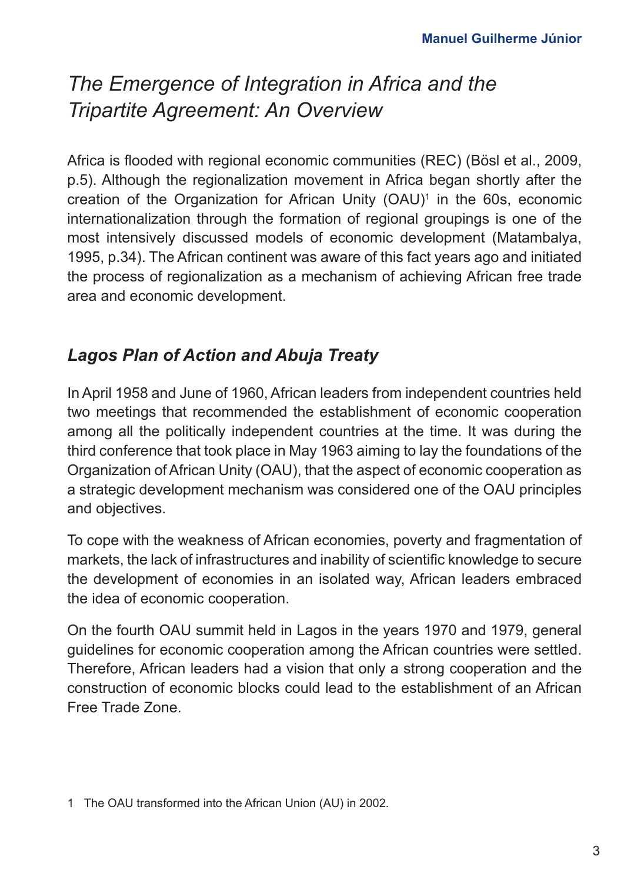# *The Emergence of Integration in Africa and the Tripartite Agreement: An Overview*

Africa is flooded with regional economic communities (REC) (Bösl et al., 2009, p.5). Although the regionalization movement in Africa began shortly after the creation of the Organization for African Unity (OAU)[1] in the 60s, economic internationalization through the formation of regional groupings is one of the most intensively discussed models of economic development (Matambalya, 1995, p.34). The African continent was aware of this fact years ago and initiated the process of regionalization as a mechanism of achieving African free trade area and economic development.

## *Lagos Plan of Action and Abuja Treaty*

In April 1958 and June of 1960, African leaders from independent countries held two meetings that recommended the establishment of economic cooperation among all the politically independent countries at the time. It was during the third conference that took place in May 1963 aiming to lay the foundations of the Organization of African Unity (OAU), that the aspect of economic cooperation as a strategic development mechanism was considered one of the OAU principles and objectives.

To cope with the weakness of African economies, poverty and fragmentation of markets, the lack of infrastructures and inability of scientific knowledge to secure the development of economies in an isolated way, African leaders embraced the idea of economic cooperation.

On the fourth OAU summit held in Lagos in the years 1970 and 1979, general guidelines for economic cooperation among the African countries were settled. Therefore, African leaders had a vision that only a strong cooperation and the construction of economic blocks could lead to the establishment of an African Free Trade Zone.

1 The OAU transformed into the African Union (AU) in 2002.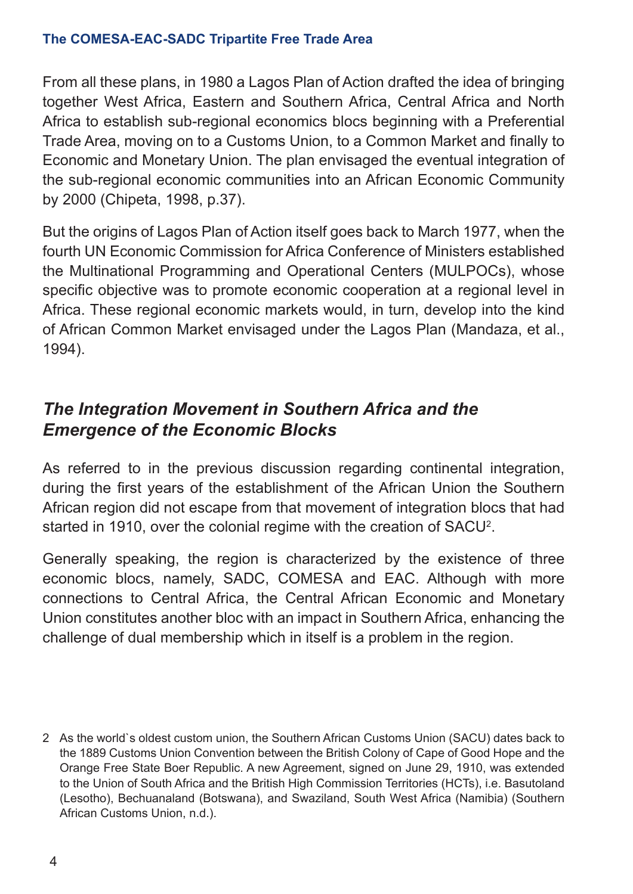From all these plans, in 1980 a Lagos Plan of Action drafted the idea of bringing together West Africa, Eastern and Southern Africa, Central Africa and North Africa to establish sub-regional economics blocs beginning with a Preferential Trade Area, moving on to a Customs Union, to a Common Market and finally to Economic and Monetary Union. The plan envisaged the eventual integration of the sub-regional economic communities into an African Economic Community by 2000 (Chipeta, 1998, p.37).

But the origins of Lagos Plan of Action itself goes back to March 1977, when the fourth UN Economic Commission for Africa Conference of Ministers established the Multinational Programming and Operational Centers (MULPOCs), whose specific objective was to promote economic cooperation at a regional level in Africa. These regional economic markets would, in turn, develop into the kind of African Common Market envisaged under the Lagos Plan (Mandaza, et al., 1994).

## *The Integration Movement in Southern Africa and the Emergence of the Economic Blocks*

As referred to in the previous discussion regarding continental integration, during the first years of the establishment of the African Union the Southern African region did not escape from that movement of integration blocs that had started in 1910, over the colonial regime with the creation of SACU[2].

Generally speaking, the region is characterized by the existence of three economic blocs, namely, SADC, COMESA and EAC. Although with more connections to Central Africa, the Central African Economic and Monetary Union constitutes another bloc with an impact in Southern Africa, enhancing the challenge of dual membership which in itself is a problem in the region.

2 As the world`s oldest custom union, the Southern African Customs Union (SACU) dates back to the 1889 Customs Union Convention between the British Colony of Cape of Good Hope and the Orange Free State Boer Republic. A new Agreement, signed on June 29, 1910, was extended to the Union of South Africa and the British High Commission Territories (HCTs), i.e. Basutoland (Lesotho), Bechuanaland (Botswana), and Swaziland, South West Africa (Namibia) (Southern African Customs Union, n.d.).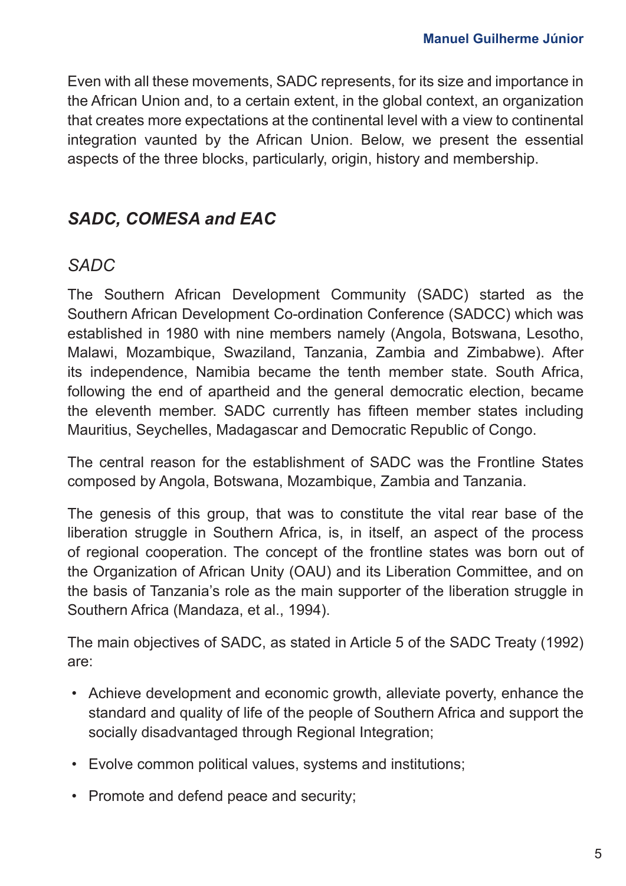Even with all these movements, SADC represents, for its size and importance in the African Union and, to a certain extent, in the global context, an organization that creates more expectations at the continental level with a view to continental integration vaunted by the African Union. Below, we present the essential aspects of the three blocks, particularly, origin, history and membership.

## *SADC, COMESA and EAC*

### *SADC*

The Southern African Development Community (SADC) started as the Southern African Development Co-ordination Conference (SADCC) which was established in 1980 with nine members namely (Angola, Botswana, Lesotho, Malawi, Mozambique, Swaziland, Tanzania, Zambia and Zimbabwe). After its independence, Namibia became the tenth member state. South Africa, following the end of apartheid and the general democratic election, became the eleventh member. SADC currently has fifteen member states including Mauritius, Seychelles, Madagascar and Democratic Republic of Congo.

The central reason for the establishment of SADC was the Frontline States composed by Angola, Botswana, Mozambique, Zambia and Tanzania.

The genesis of this group, that was to constitute the vital rear base of the liberation struggle in Southern Africa, is, in itself, an aspect of the process of regional cooperation. The concept of the frontline states was born out of the Organization of African Unity (OAU) and its Liberation Committee, and on the basis of Tanzania's role as the main supporter of the liberation struggle in Southern Africa (Mandaza, et al., 1994).

The main objectives of SADC, as stated in Article 5 of the SADC Treaty (1992) are:

- Achieve development and economic growth, alleviate poverty, enhance the standard and quality of life of the people of Southern Africa and support the socially disadvantaged through Regional Integration;
- Evolve common political values, systems and institutions;
- Promote and defend peace and security;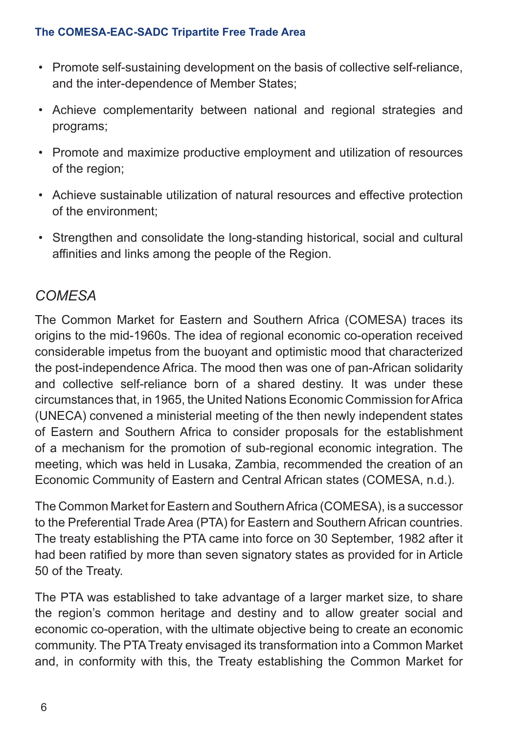- Promote self-sustaining development on the basis of collective self-reliance, and the inter-dependence of Member States;
- Achieve complementarity between national and regional strategies and programs;
- Promote and maximize productive employment and utilization of resources of the region;
- Achieve sustainable utilization of natural resources and effective protection of the environment;
- Strengthen and consolidate the long-standing historical, social and cultural affinities and links among the people of the Region.

### *COMESA*

The Common Market for Eastern and Southern Africa (COMESA) traces its origins to the mid-1960s. The idea of regional economic co-operation received considerable impetus from the buoyant and optimistic mood that characterized the post-independence Africa. The mood then was one of pan-African solidarity and collective self-reliance born of a shared destiny. It was under these circumstances that, in 1965, the United Nations Economic Commission for Africa (UNECA) convened a ministerial meeting of the then newly independent states of Eastern and Southern Africa to consider proposals for the establishment of a mechanism for the promotion of sub-regional economic integration. The meeting, which was held in Lusaka, Zambia, recommended the creation of an Economic Community of Eastern and Central African states (COMESA, n.d.).

The Common Market for Eastern and Southern Africa (COMESA), is a successor to the Preferential Trade Area (PTA) for Eastern and Southern African countries. The treaty establishing the PTA came into force on 30 September, 1982 after it had been ratified by more than seven signatory states as provided for in Article 50 of the Treaty.

The PTA was established to take advantage of a larger market size, to share the region's common heritage and destiny and to allow greater social and economic co-operation, with the ultimate objective being to create an economic community. The PTA Treaty envisaged its transformation into a Common Market and, in conformity with this, the Treaty establishing the Common Market for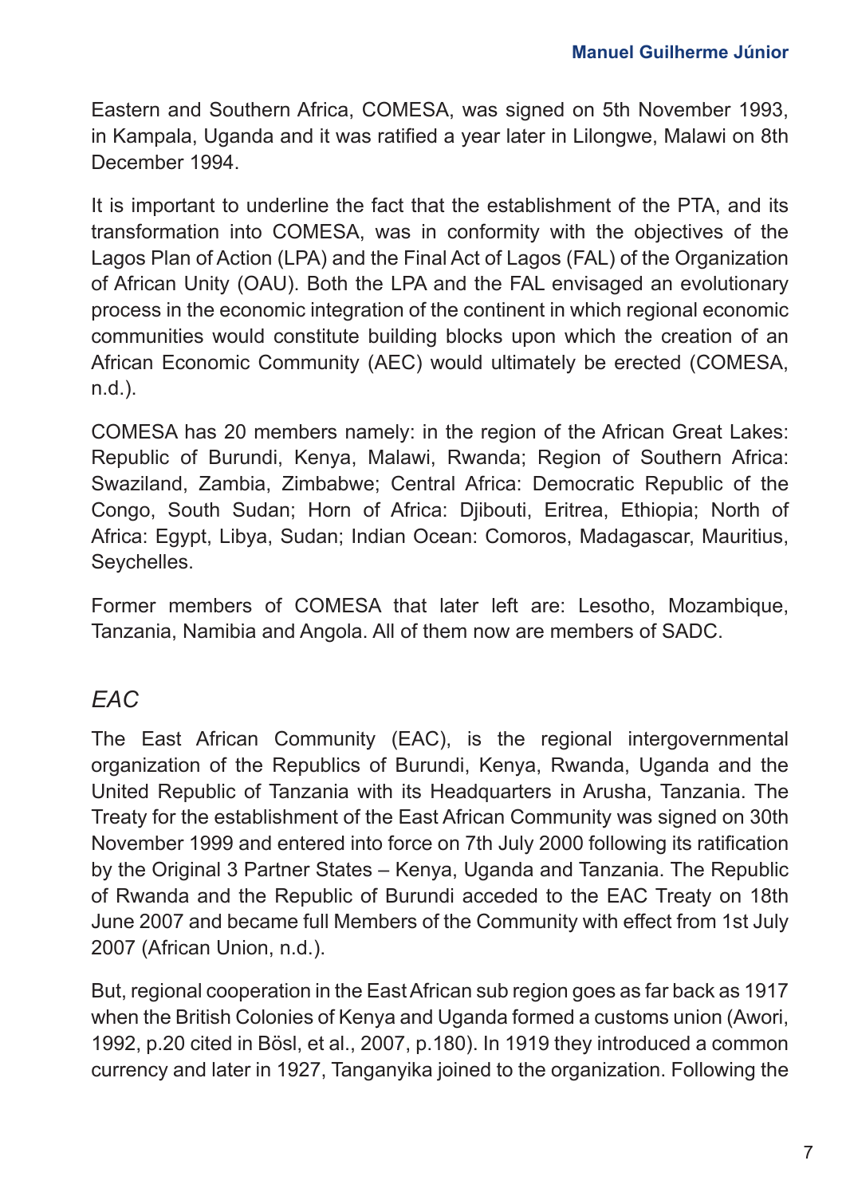Eastern and Southern Africa, COMESA, was signed on 5th November 1993, in Kampala, Uganda and it was ratified a year later in Lilongwe, Malawi on 8th December 1994.

It is important to underline the fact that the establishment of the PTA, and its transformation into COMESA, was in conformity with the objectives of the Lagos Plan of Action (LPA) and the Final Act of Lagos (FAL) of the Organization of African Unity (OAU). Both the LPA and the FAL envisaged an evolutionary process in the economic integration of the continent in which regional economic communities would constitute building blocks upon which the creation of an African Economic Community (AEC) would ultimately be erected (COMESA, n.d.).

COMESA has 20 members namely: in the region of the African Great Lakes: Republic of Burundi, Kenya, Malawi, Rwanda; Region of Southern Africa: Swaziland, Zambia, Zimbabwe; Central Africa: Democratic Republic of the Congo, South Sudan; Horn of Africa: Djibouti, Eritrea, Ethiopia; North of Africa: Egypt, Libya, Sudan; Indian Ocean: Comoros, Madagascar, Mauritius, Seychelles.

Former members of COMESA that later left are: Lesotho, Mozambique, Tanzania, Namibia and Angola. All of them now are members of SADC.

### *EAC*

The East African Community (EAC), is the regional intergovernmental organization of the Republics of Burundi, Kenya, Rwanda, Uganda and the United Republic of Tanzania with its Headquarters in Arusha, Tanzania. The Treaty for the establishment of the East African Community was signed on 30th November 1999 and entered into force on 7th July 2000 following its ratification by the Original 3 Partner States – Kenya, Uganda and Tanzania. The Republic of Rwanda and the Republic of Burundi acceded to the EAC Treaty on 18th June 2007 and became full Members of the Community with effect from 1st July 2007 (African Union, n.d.).

But, regional cooperation in the East African sub region goes as far back as 1917 when the British Colonies of Kenya and Uganda formed a customs union (Awori, 1992, p.20 cited in Bösl, et al., 2007, p.180). In 1919 they introduced a common currency and later in 1927, Tanganyika joined to the organization. Following the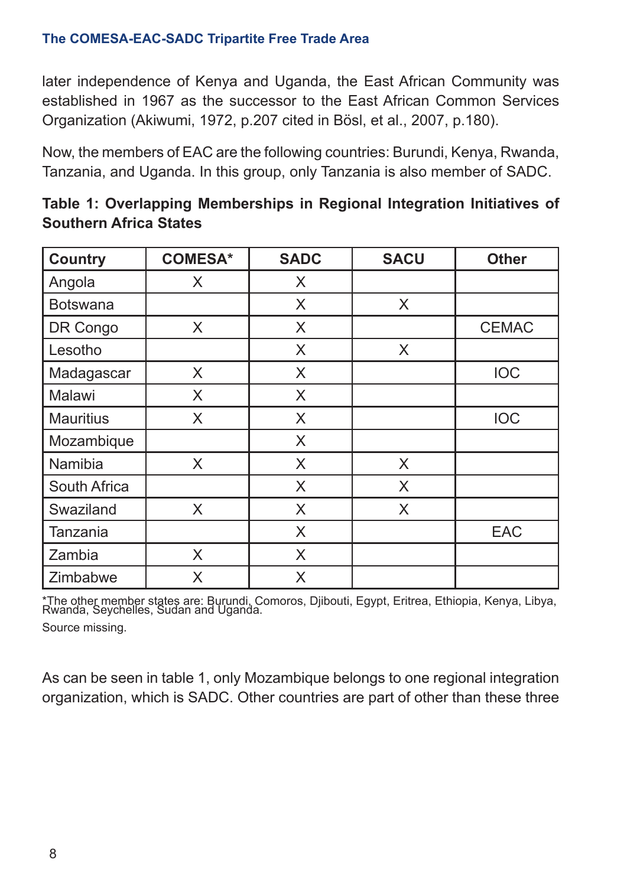later independence of Kenya and Uganda, the East African Community was established in 1967 as the successor to the East African Common Services Organization (Akiwumi, 1972, p.207 cited in Bösl, et al., 2007, p.180).

Now, the members of EAC are the following countries: Burundi, Kenya, Rwanda, Tanzania, and Uganda. In this group, only Tanzania is also member of SADC.

**Table 1: Overlapping Memberships in Regional Integration Initiatives of Southern Africa States**

| Country | COMESA* | SADC | SACU | Other |
|---|---|---|---|---|
| Angola | X | X | | |
| Botswana | | X | X | |
| DR Congo | X | X | | CEMAC |
| Lesotho | | X | X | |
| Madagascar | X | X | | IOC |
| Malawi | X | X | | |
| Mauritius | X | X | | IOC |
| Mozambique | | X | | |
| Namibia | X | X | X | |
| South Africa | | X | X | |
| Swaziland | X | X | X | |
| Tanzania | | X | | EAC |
| Zambia | X | X | | |
| Zimbabwe | X | X | | |

*The other member states are: Burundi, Comoros, Djibouti, Egypt, Eritrea, Ethiopia, Kenya, Libya, Rwanda, Seychelles, Sudan and Uganda.

Source missing.

As can be seen in table 1, only Mozambique belongs to one regional integration organization, which is SADC. Other countries are part of other than these three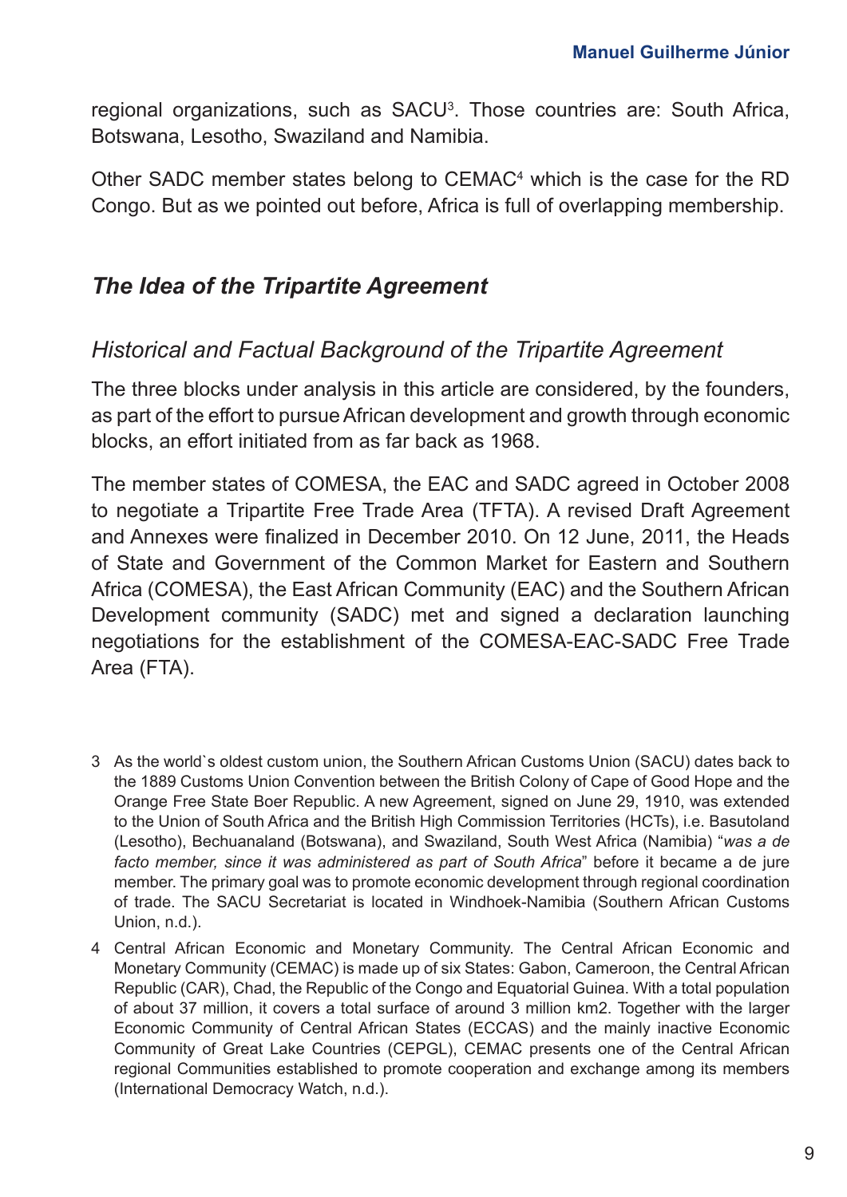regional organizations, such as SACU[3]. Those countries are: South Africa, Botswana, Lesotho, Swaziland and Namibia.

Other SADC member states belong to CEMAC[4] which is the case for the RD Congo. But as we pointed out before, Africa is full of overlapping membership.

## *The Idea of the Tripartite Agreement*

### *Historical and Factual Background of the Tripartite Agreement*

The three blocks under analysis in this article are considered, by the founders, as part of the effort to pursue African development and growth through economic blocks, an effort initiated from as far back as 1968.

The member states of COMESA, the EAC and SADC agreed in October 2008 to negotiate a Tripartite Free Trade Area (TFTA). A revised Draft Agreement and Annexes were finalized in December 2010. On 12 June, 2011, the Heads of State and Government of the Common Market for Eastern and Southern Africa (COMESA), the East African Community (EAC) and the Southern African Development community (SADC) met and signed a declaration launching negotiations for the establishment of the COMESA-EAC-SADC Free Trade Area (FTA).

3 As the world`s oldest custom union, the Southern African Customs Union (SACU) dates back to the 1889 Customs Union Convention between the British Colony of Cape of Good Hope and the Orange Free State Boer Republic. A new Agreement, signed on June 29, 1910, was extended to the Union of South Africa and the British High Commission Territories (HCTs), i.e. Basutoland (Lesotho), Bechuanaland (Botswana), and Swaziland, South West Africa (Namibia) "*was a de facto member, since it was administered as part of South Africa*" before it became a de jure member. The primary goal was to promote economic development through regional coordination of trade. The SACU Secretariat is located in Windhoek-Namibia (Southern African Customs Union, n.d.).

4 Central African Economic and Monetary Community. The Central African Economic and Monetary Community (CEMAC) is made up of six States: Gabon, Cameroon, the Central African Republic (CAR), Chad, the Republic of the Congo and Equatorial Guinea. With a total population of about 37 million, it covers a total surface of around 3 million km2. Together with the larger Economic Community of Central African States (ECCAS) and the mainly inactive Economic Community of Great Lake Countries (CEPGL), CEMAC presents one of the Central African regional Communities established to promote cooperation and exchange among its members (International Democracy Watch, n.d.).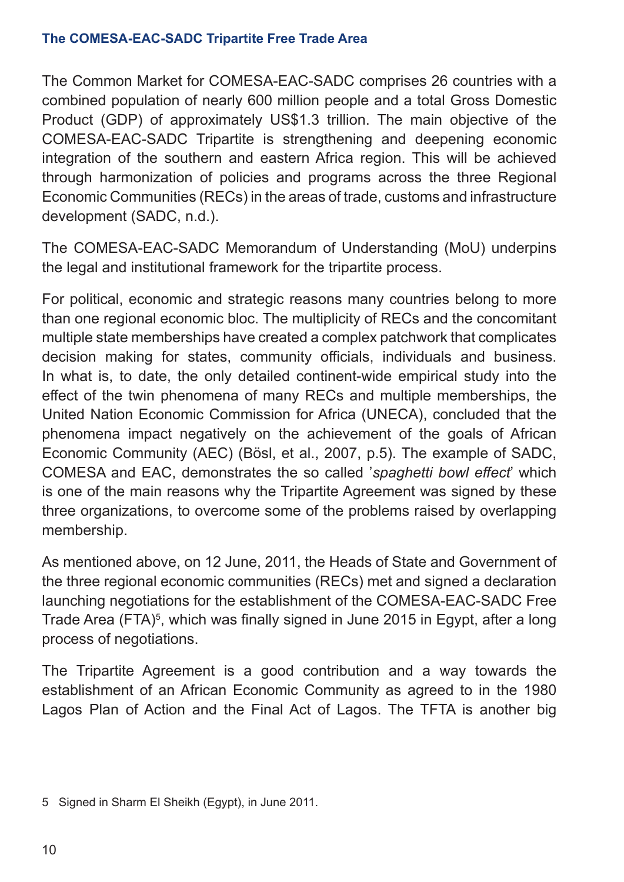#### The COMESA-EAC-SADC Tripartite Free Trade Area

The Common Market for COMESA-EAC-SADC comprises 26 countries with a combined population of nearly 600 million people and a total Gross Domestic Product (GDP) of approximately US$1.3 trillion. The main objective of the COMESA-EAC-SADC Tripartite is strengthening and deepening economic integration of the southern and eastern Africa region. This will be achieved through harmonization of policies and programs across the three Regional Economic Communities (RECs) in the areas of trade, customs and infrastructure development (SADC, n.d.).

The COMESA-EAC-SADC Memorandum of Understanding (MoU) underpins the legal and institutional framework for the tripartite process.

For political, economic and strategic reasons many countries belong to more than one regional economic bloc. The multiplicity of RECs and the concomitant multiple state memberships have created a complex patchwork that complicates decision making for states, community officials, individuals and business. In what is, to date, the only detailed continent-wide empirical study into the effect of the twin phenomena of many RECs and multiple memberships, the United Nation Economic Commission for Africa (UNECA), concluded that the phenomena impact negatively on the achievement of the goals of African Economic Community (AEC) (Bösl, et al., 2007, p.5). The example of SADC, COMESA and EAC, demonstrates the so called '*spaghetti bowl effect*' which is one of the main reasons why the Tripartite Agreement was signed by these three organizations, to overcome some of the problems raised by overlapping membership.

As mentioned above, on 12 June, 2011, the Heads of State and Government of the three regional economic communities (RECs) met and signed a declaration launching negotiations for the establishment of the COMESA-EAC-SADC Free Trade Area (FTA)[5], which was finally signed in June 2015 in Egypt, after a long process of negotiations.

The Tripartite Agreement is a good contribution and a way towards the establishment of an African Economic Community as agreed to in the 1980 Lagos Plan of Action and the Final Act of Lagos. The TFTA is another big

5 Signed in Sharm El Sheikh (Egypt), in June 2011.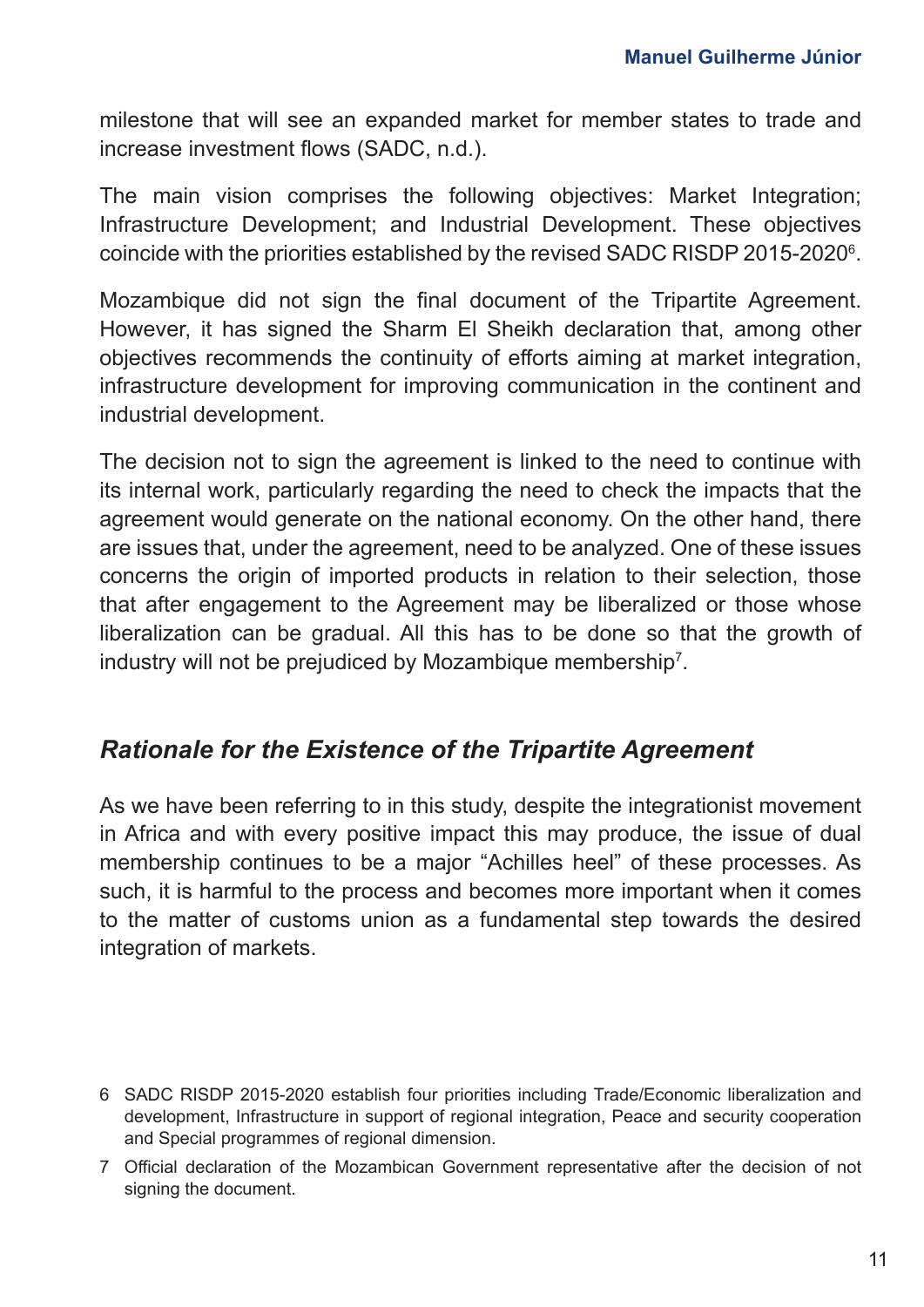milestone that will see an expanded market for member states to trade and increase investment flows (SADC, n.d.).

The main vision comprises the following objectives: Market Integration; Infrastructure Development; and Industrial Development. These objectives coincide with the priorities established by the revised SADC RISDP 2015-2020[6].

Mozambique did not sign the final document of the Tripartite Agreement. However, it has signed the Sharm El Sheikh declaration that, among other objectives recommends the continuity of efforts aiming at market integration, infrastructure development for improving communication in the continent and industrial development.

The decision not to sign the agreement is linked to the need to continue with its internal work, particularly regarding the need to check the impacts that the agreement would generate on the national economy. On the other hand, there are issues that, under the agreement, need to be analyzed. One of these issues concerns the origin of imported products in relation to their selection, those that after engagement to the Agreement may be liberalized or those whose liberalization can be gradual. All this has to be done so that the growth of industry will not be prejudiced by Mozambique membership[7].

## *Rationale for the Existence of the Tripartite Agreement*

As we have been referring to in this study, despite the integrationist movement in Africa and with every positive impact this may produce, the issue of dual membership continues to be a major "Achilles heel" of these processes. As such, it is harmful to the process and becomes more important when it comes to the matter of customs union as a fundamental step towards the desired integration of markets.

---

6 SADC RISDP 2015-2020 establish four priorities including Trade/Economic liberalization and development, Infrastructure in support of regional integration, Peace and security cooperation and Special programmes of regional dimension.

7 Official declaration of the Mozambican Government representative after the decision of not signing the document.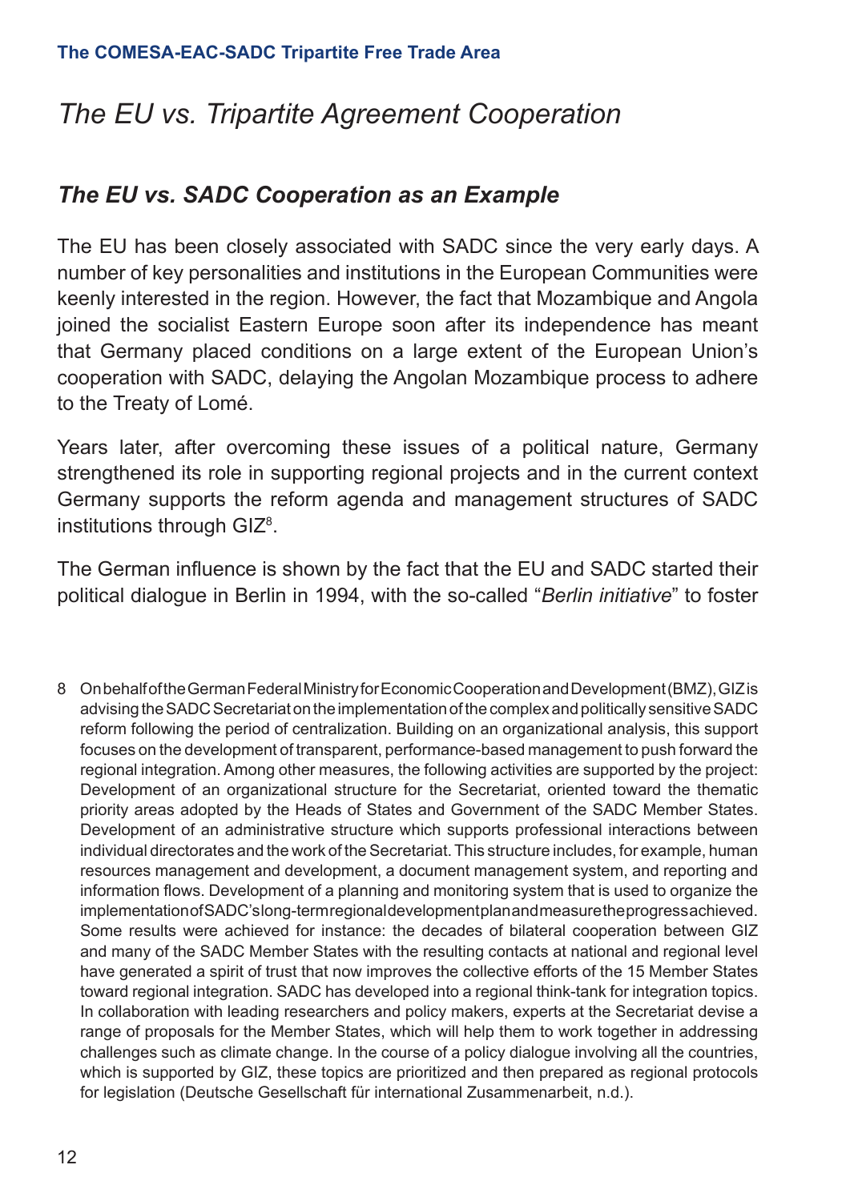# The EU vs. Tripartite Agreement Cooperation

## The EU vs. SADC Cooperation as an Example

The EU has been closely associated with SADC since the very early days. A number of key personalities and institutions in the European Communities were keenly interested in the region. However, the fact that Mozambique and Angola joined the socialist Eastern Europe soon after its independence has meant that Germany placed conditions on a large extent of the European Union's cooperation with SADC, delaying the Angolan Mozambique process to adhere to the Treaty of Lomé.

Years later, after overcoming these issues of a political nature, Germany strengthened its role in supporting regional projects and in the current context Germany supports the reform agenda and management structures of SADC institutions through GIZ[8].

The German influence is shown by the fact that the EU and SADC started their political dialogue in Berlin in 1994, with the so-called "*Berlin initiative*" to foster

8 On behalf of the German Federal Ministry for Economic Cooperation and Development (BMZ), GIZ is advising the SADC Secretariat on the implementation of the complex and politically sensitive SADC reform following the period of centralization. Building on an organizational analysis, this support focuses on the development of transparent, performance-based management to push forward the regional integration. Among other measures, the following activities are supported by the project: Development of an organizational structure for the Secretariat, oriented toward the thematic priority areas adopted by the Heads of States and Government of the SADC Member States. Development of an administrative structure which supports professional interactions between individual directorates and the work of the Secretariat. This structure includes, for example, human resources management and development, a document management system, and reporting and information flows. Development of a planning and monitoring system that is used to organize the implementation of SADC's long-term regional development plan and measure the progress achieved. Some results were achieved for instance: the decades of bilateral cooperation between GIZ and many of the SADC Member States with the resulting contacts at national and regional level have generated a spirit of trust that now improves the collective efforts of the 15 Member States toward regional integration. SADC has developed into a regional think-tank for integration topics. In collaboration with leading researchers and policy makers, experts at the Secretariat devise a range of proposals for the Member States, which will help them to work together in addressing challenges such as climate change. In the course of a policy dialogue involving all the countries, which is supported by GIZ, these topics are prioritized and then prepared as regional protocols for legislation (Deutsche Gesellschaft für international Zusammenarbeit, n.d.).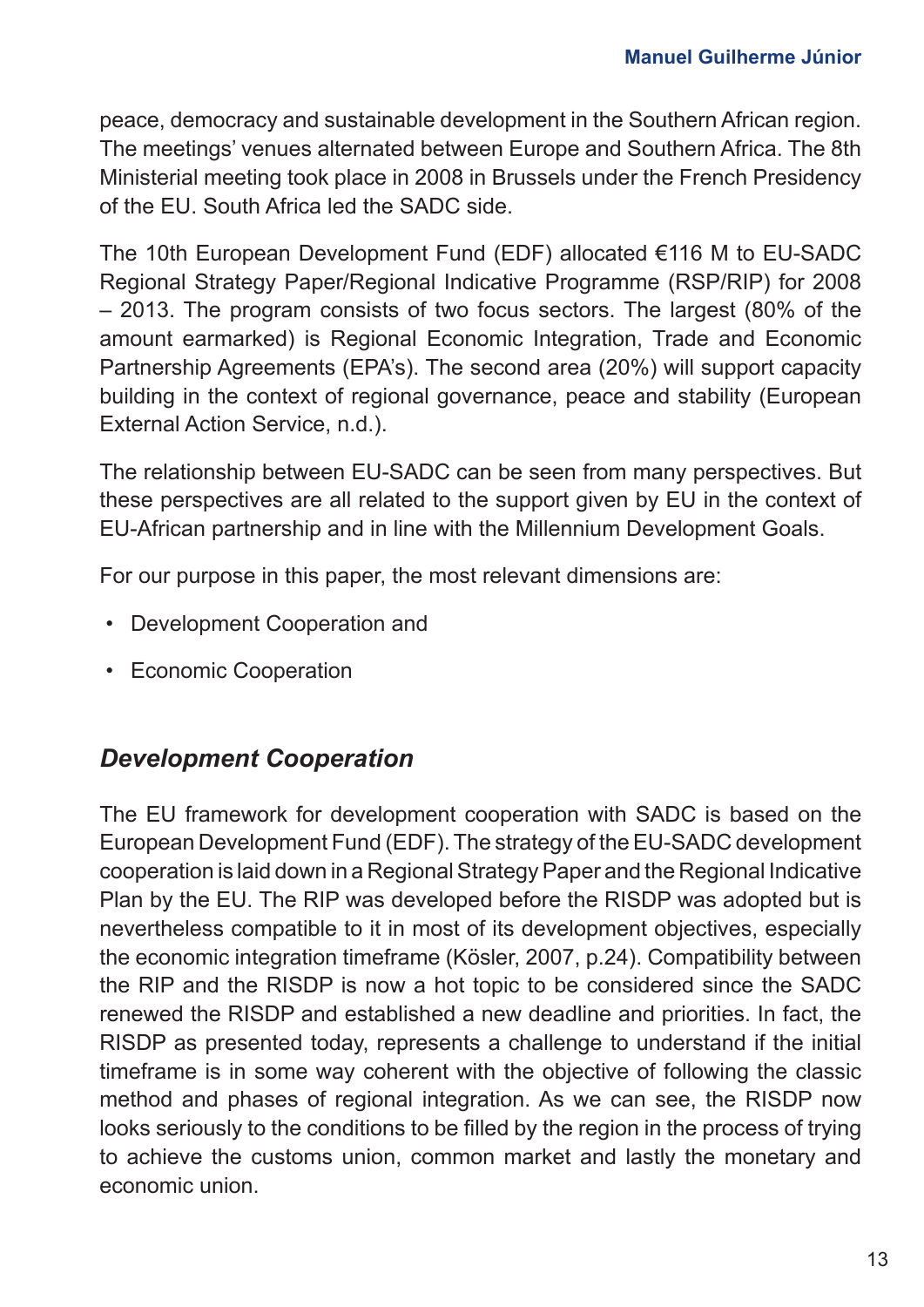peace, democracy and sustainable development in the Southern African region. The meetings' venues alternated between Europe and Southern Africa. The 8th Ministerial meeting took place in 2008 in Brussels under the French Presidency of the EU. South Africa led the SADC side.

The 10th European Development Fund (EDF) allocated €116 M to EU-SADC Regional Strategy Paper/Regional Indicative Programme (RSP/RIP) for 2008 – 2013. The program consists of two focus sectors. The largest (80% of the amount earmarked) is Regional Economic Integration, Trade and Economic Partnership Agreements (EPA's). The second area (20%) will support capacity building in the context of regional governance, peace and stability (European External Action Service, n.d.).

The relationship between EU-SADC can be seen from many perspectives. But these perspectives are all related to the support given by EU in the context of EU-African partnership and in line with the Millennium Development Goals.

For our purpose in this paper, the most relevant dimensions are:

- Development Cooperation and
- Economic Cooperation

## *Development Cooperation*

The EU framework for development cooperation with SADC is based on the European Development Fund (EDF). The strategy of the EU-SADC development cooperation is laid down in a Regional Strategy Paper and the Regional Indicative Plan by the EU. The RIP was developed before the RISDP was adopted but is nevertheless compatible to it in most of its development objectives, especially the economic integration timeframe (Kösler, 2007, p.24). Compatibility between the RIP and the RISDP is now a hot topic to be considered since the SADC renewed the RISDP and established a new deadline and priorities. In fact, the RISDP as presented today, represents a challenge to understand if the initial timeframe is in some way coherent with the objective of following the classic method and phases of regional integration. As we can see, the RISDP now looks seriously to the conditions to be filled by the region in the process of trying to achieve the customs union, common market and lastly the monetary and economic union.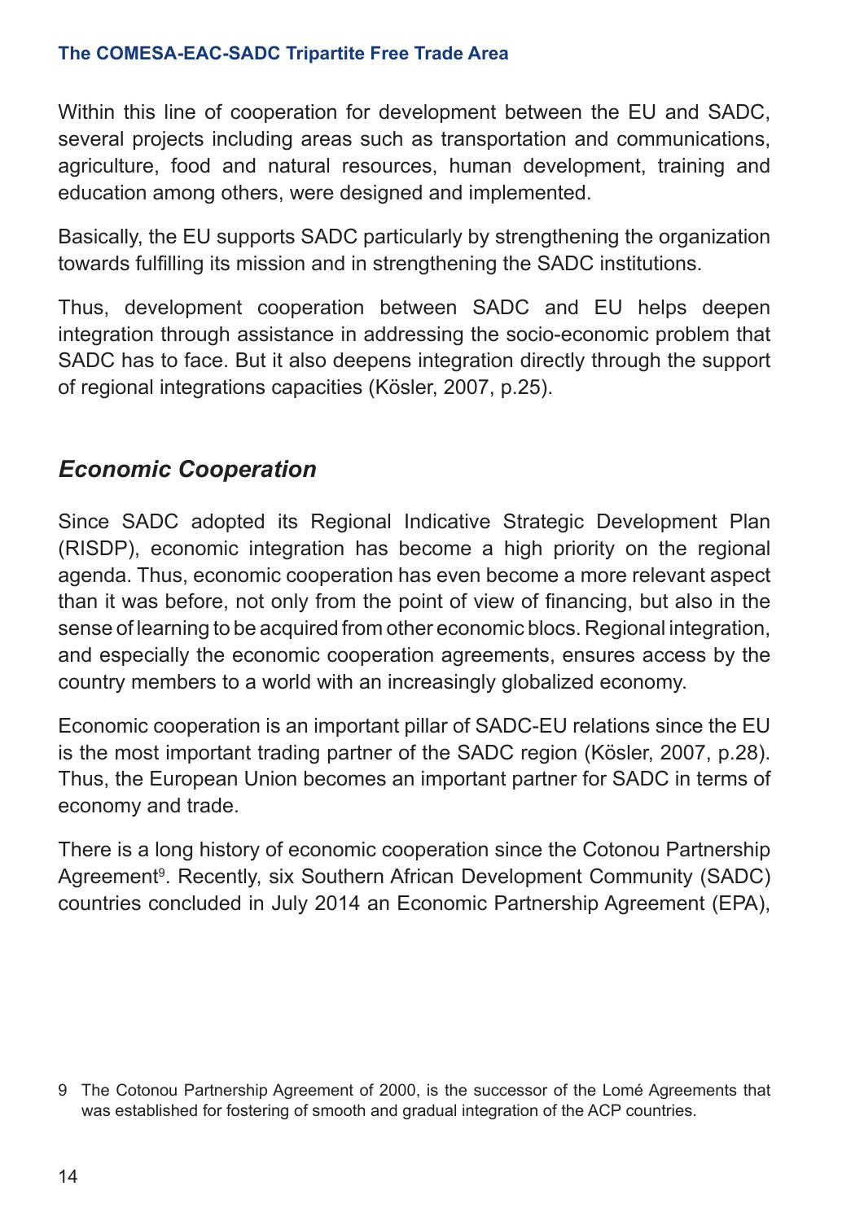Within this line of cooperation for development between the EU and SADC, several projects including areas such as transportation and communications, agriculture, food and natural resources, human development, training and education among others, were designed and implemented.

Basically, the EU supports SADC particularly by strengthening the organization towards fulfilling its mission and in strengthening the SADC institutions.

Thus, development cooperation between SADC and EU helps deepen integration through assistance in addressing the socio-economic problem that SADC has to face. But it also deepens integration directly through the support of regional integrations capacities (Kösler, 2007, p.25).

## *Economic Cooperation*

Since SADC adopted its Regional Indicative Strategic Development Plan (RISDP), economic integration has become a high priority on the regional agenda. Thus, economic cooperation has even become a more relevant aspect than it was before, not only from the point of view of financing, but also in the sense of learning to be acquired from other economic blocs. Regional integration, and especially the economic cooperation agreements, ensures access by the country members to a world with an increasingly globalized economy.

Economic cooperation is an important pillar of SADC-EU relations since the EU is the most important trading partner of the SADC region (Kösler, 2007, p.28). Thus, the European Union becomes an important partner for SADC in terms of economy and trade.

There is a long history of economic cooperation since the Cotonou Partnership Agreement[9]. Recently, six Southern African Development Community (SADC) countries concluded in July 2014 an Economic Partnership Agreement (EPA),

9 The Cotonou Partnership Agreement of 2000, is the successor of the Lomé Agreements that was established for fostering of smooth and gradual integration of the ACP countries.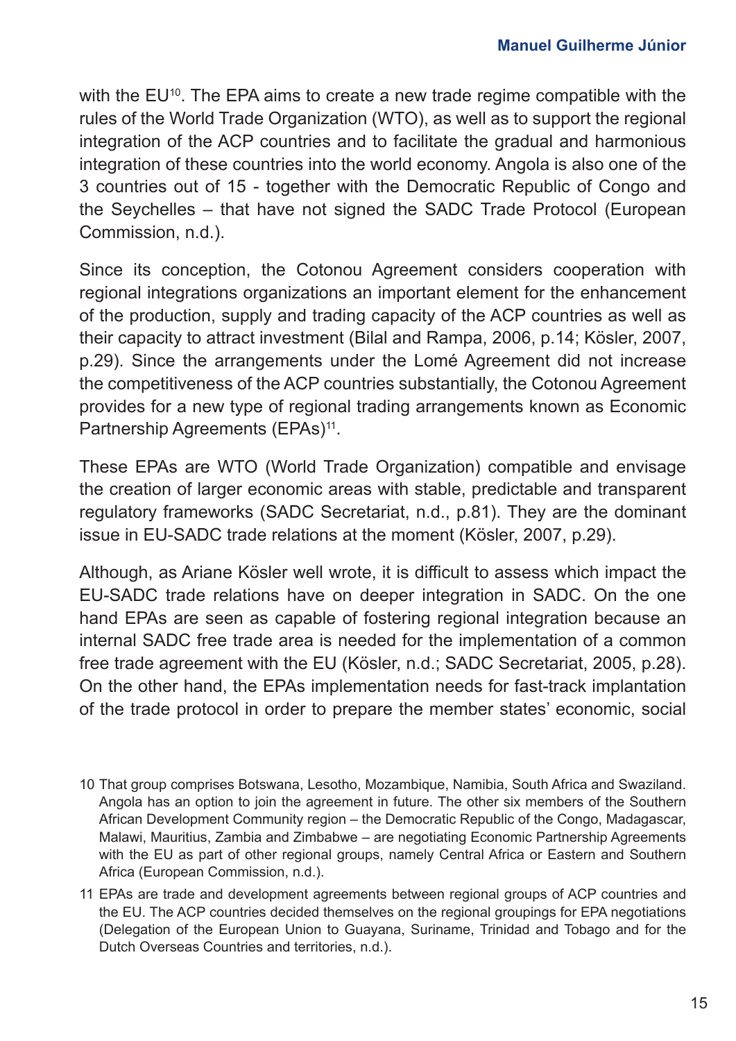with the EU[10]. The EPA aims to create a new trade regime compatible with the rules of the World Trade Organization (WTO), as well as to support the regional integration of the ACP countries and to facilitate the gradual and harmonious integration of these countries into the world economy. Angola is also one of the 3 countries out of 15 - together with the Democratic Republic of Congo and the Seychelles – that have not signed the SADC Trade Protocol (European Commission, n.d.).

Since its conception, the Cotonou Agreement considers cooperation with regional integrations organizations an important element for the enhancement of the production, supply and trading capacity of the ACP countries as well as their capacity to attract investment (Bilal and Rampa, 2006, p.14; Kösler, 2007, p.29). Since the arrangements under the Lomé Agreement did not increase the competitiveness of the ACP countries substantially, the Cotonou Agreement provides for a new type of regional trading arrangements known as Economic Partnership Agreements (EPAs)[11].

These EPAs are WTO (World Trade Organization) compatible and envisage the creation of larger economic areas with stable, predictable and transparent regulatory frameworks (SADC Secretariat, n.d., p.81). They are the dominant issue in EU-SADC trade relations at the moment (Kösler, 2007, p.29).

Although, as Ariane Kösler well wrote, it is difficult to assess which impact the EU-SADC trade relations have on deeper integration in SADC. On the one hand EPAs are seen as capable of fostering regional integration because an internal SADC free trade area is needed for the implementation of a common free trade agreement with the EU (Kösler, n.d.; SADC Secretariat, 2005, p.28). On the other hand, the EPAs implementation needs for fast-track implantation of the trade protocol in order to prepare the member states' economic, social

10 That group comprises Botswana, Lesotho, Mozambique, Namibia, South Africa and Swaziland. Angola has an option to join the agreement in future. The other six members of the Southern African Development Community region – the Democratic Republic of the Congo, Madagascar, Malawi, Mauritius, Zambia and Zimbabwe – are negotiating Economic Partnership Agreements with the EU as part of other regional groups, namely Central Africa or Eastern and Southern Africa (European Commission, n.d.).

11 EPAs are trade and development agreements between regional groups of ACP countries and the EU. The ACP countries decided themselves on the regional groupings for EPA negotiations (Delegation of the European Union to Guayana, Suriname, Trinidad and Tobago and for the Dutch Overseas Countries and territories, n.d.).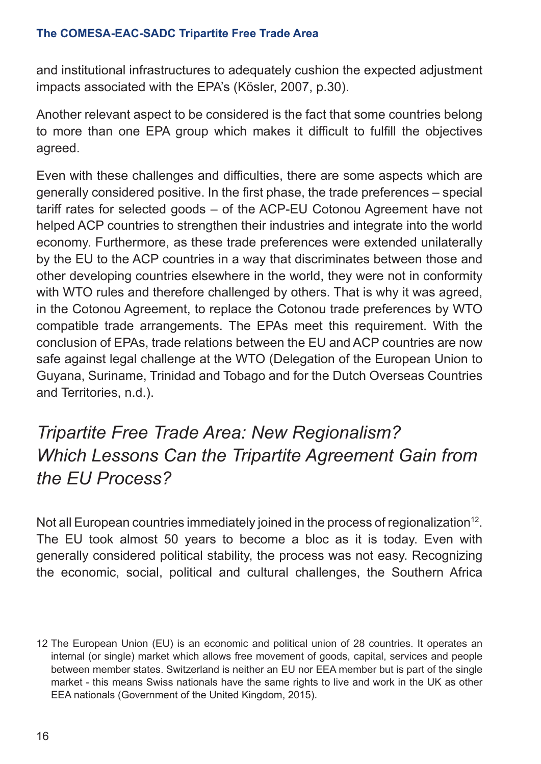and institutional infrastructures to adequately cushion the expected adjustment impacts associated with the EPA's (Kösler, 2007, p.30).

Another relevant aspect to be considered is the fact that some countries belong to more than one EPA group which makes it difficult to fulfill the objectives agreed.

Even with these challenges and difficulties, there are some aspects which are generally considered positive. In the first phase, the trade preferences – special tariff rates for selected goods – of the ACP-EU Cotonou Agreement have not helped ACP countries to strengthen their industries and integrate into the world economy. Furthermore, as these trade preferences were extended unilaterally by the EU to the ACP countries in a way that discriminates between those and other developing countries elsewhere in the world, they were not in conformity with WTO rules and therefore challenged by others. That is why it was agreed, in the Cotonou Agreement, to replace the Cotonou trade preferences by WTO compatible trade arrangements. The EPAs meet this requirement. With the conclusion of EPAs, trade relations between the EU and ACP countries are now safe against legal challenge at the WTO (Delegation of the European Union to Guyana, Suriname, Trinidad and Tobago and for the Dutch Overseas Countries and Territories, n.d.).

## *Tripartite Free Trade Area: New Regionalism? Which Lessons Can the Tripartite Agreement Gain from the EU Process?*

Not all European countries immediately joined in the process of regionalization[12]. The EU took almost 50 years to become a bloc as it is today. Even with generally considered political stability, the process was not easy. Recognizing the economic, social, political and cultural challenges, the Southern Africa

12 The European Union (EU) is an economic and political union of 28 countries. It operates an internal (or single) market which allows free movement of goods, capital, services and people between member states. Switzerland is neither an EU nor EEA member but is part of the single market - this means Swiss nationals have the same rights to live and work in the UK as other EEA nationals (Government of the United Kingdom, 2015).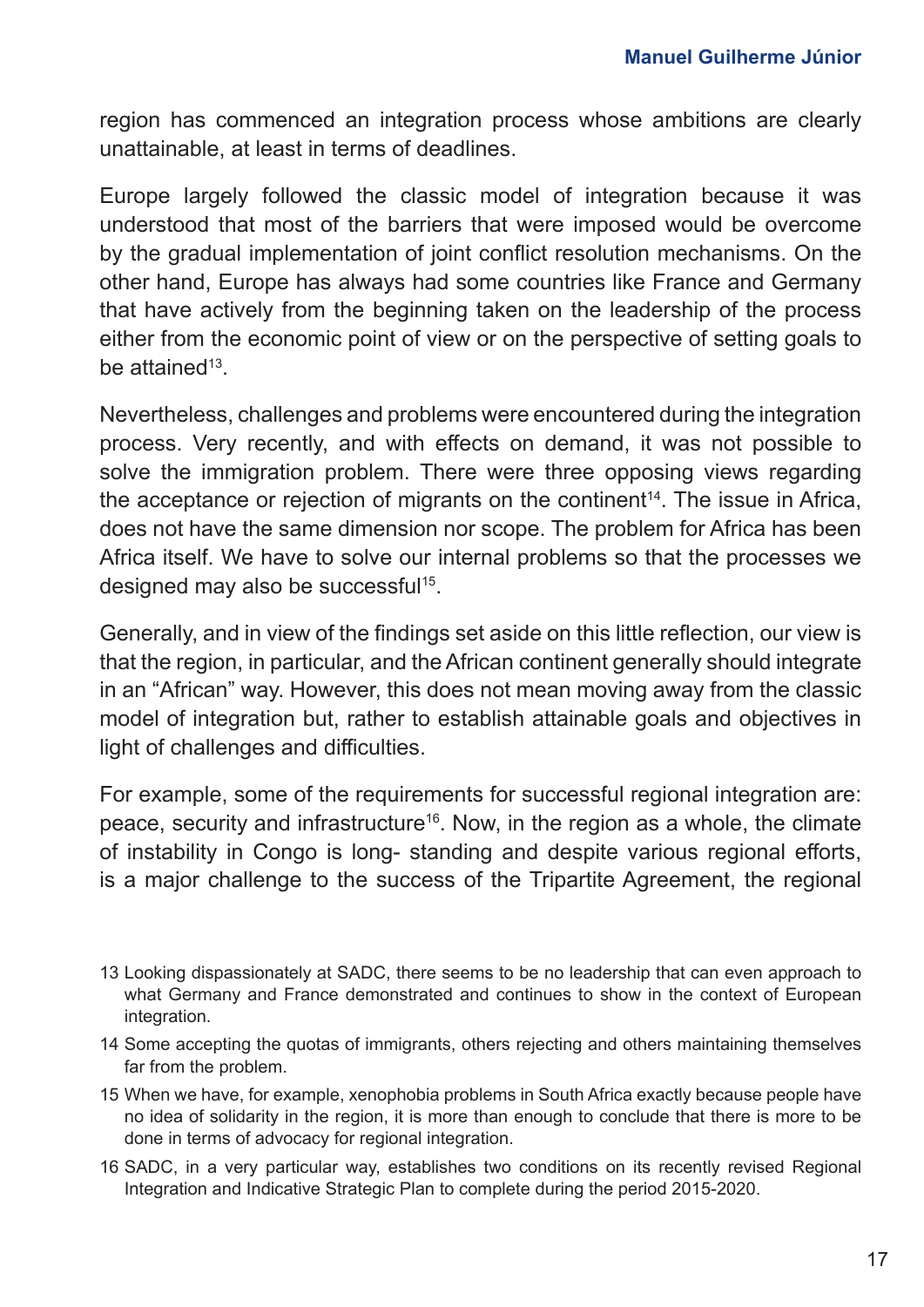region has commenced an integration process whose ambitions are clearly unattainable, at least in terms of deadlines.

Europe largely followed the classic model of integration because it was understood that most of the barriers that were imposed would be overcome by the gradual implementation of joint conflict resolution mechanisms. On the other hand, Europe has always had some countries like France and Germany that have actively from the beginning taken on the leadership of the process either from the economic point of view or on the perspective of setting goals to be attained[13].

Nevertheless, challenges and problems were encountered during the integration process. Very recently, and with effects on demand, it was not possible to solve the immigration problem. There were three opposing views regarding the acceptance or rejection of migrants on the continent[14]. The issue in Africa, does not have the same dimension nor scope. The problem for Africa has been Africa itself. We have to solve our internal problems so that the processes we designed may also be successful[15].

Generally, and in view of the findings set aside on this little reflection, our view is that the region, in particular, and the African continent generally should integrate in an "African" way. However, this does not mean moving away from the classic model of integration but, rather to establish attainable goals and objectives in light of challenges and difficulties.

For example, some of the requirements for successful regional integration are: peace, security and infrastructure[16]. Now, in the region as a whole, the climate of instability in Congo is long- standing and despite various regional efforts, is a major challenge to the success of the Tripartite Agreement, the regional

13 Looking dispassionately at SADC, there seems to be no leadership that can even approach to what Germany and France demonstrated and continues to show in the context of European integration.

14 Some accepting the quotas of immigrants, others rejecting and others maintaining themselves far from the problem.

15 When we have, for example, xenophobia problems in South Africa exactly because people have no idea of solidarity in the region, it is more than enough to conclude that there is more to be done in terms of advocacy for regional integration.

16 SADC, in a very particular way, establishes two conditions on its recently revised Regional Integration and Indicative Strategic Plan to complete during the period 2015-2020.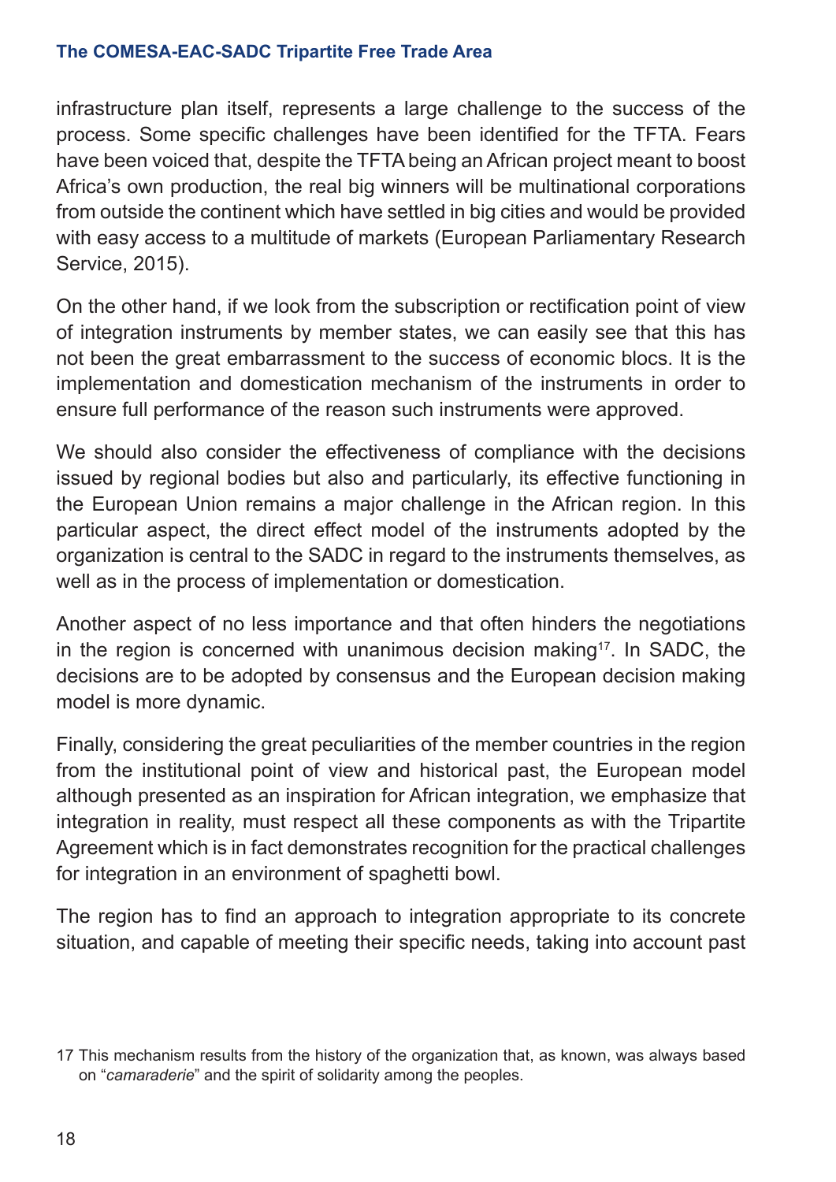infrastructure plan itself, represents a large challenge to the success of the process. Some specific challenges have been identified for the TFTA. Fears have been voiced that, despite the TFTA being an African project meant to boost Africa's own production, the real big winners will be multinational corporations from outside the continent which have settled in big cities and would be provided with easy access to a multitude of markets (European Parliamentary Research Service, 2015).

On the other hand, if we look from the subscription or rectification point of view of integration instruments by member states, we can easily see that this has not been the great embarrassment to the success of economic blocs. It is the implementation and domestication mechanism of the instruments in order to ensure full performance of the reason such instruments were approved.

We should also consider the effectiveness of compliance with the decisions issued by regional bodies but also and particularly, its effective functioning in the European Union remains a major challenge in the African region. In this particular aspect, the direct effect model of the instruments adopted by the organization is central to the SADC in regard to the instruments themselves, as well as in the process of implementation or domestication.

Another aspect of no less importance and that often hinders the negotiations in the region is concerned with unanimous decision making[17]. In SADC, the decisions are to be adopted by consensus and the European decision making model is more dynamic.

Finally, considering the great peculiarities of the member countries in the region from the institutional point of view and historical past, the European model although presented as an inspiration for African integration, we emphasize that integration in reality, must respect all these components as with the Tripartite Agreement which is in fact demonstrates recognition for the practical challenges for integration in an environment of spaghetti bowl.

The region has to find an approach to integration appropriate to its concrete situation, and capable of meeting their specific needs, taking into account past

17 This mechanism results from the history of the organization that, as known, was always based on "*camaraderie*" and the spirit of solidarity among the peoples.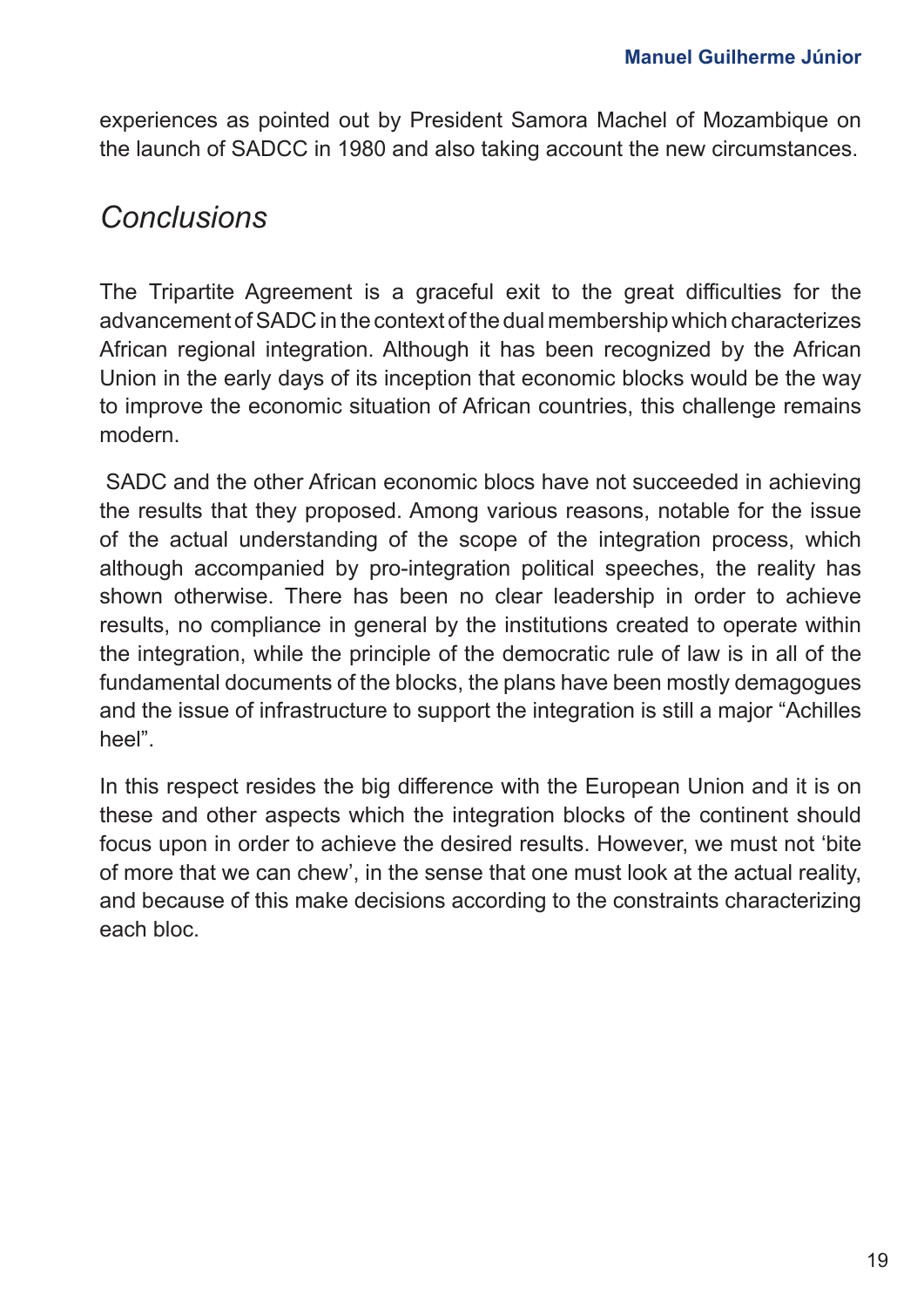experiences as pointed out by President Samora Machel of Mozambique on the launch of SADCC in 1980 and also taking account the new circumstances.

## *Conclusions*

The Tripartite Agreement is a graceful exit to the great difficulties for the advancement of SADC in the context of the dual membership which characterizes African regional integration. Although it has been recognized by the African Union in the early days of its inception that economic blocks would be the way to improve the economic situation of African countries, this challenge remains modern.

SADC and the other African economic blocs have not succeeded in achieving the results that they proposed. Among various reasons, notable for the issue of the actual understanding of the scope of the integration process, which although accompanied by pro-integration political speeches, the reality has shown otherwise. There has been no clear leadership in order to achieve results, no compliance in general by the institutions created to operate within the integration, while the principle of the democratic rule of law is in all of the fundamental documents of the blocks, the plans have been mostly demagogues and the issue of infrastructure to support the integration is still a major "Achilles heel".

In this respect resides the big difference with the European Union and it is on these and other aspects which the integration blocks of the continent should focus upon in order to achieve the desired results. However, we must not 'bite of more that we can chew', in the sense that one must look at the actual reality, and because of this make decisions according to the constraints characterizing each bloc.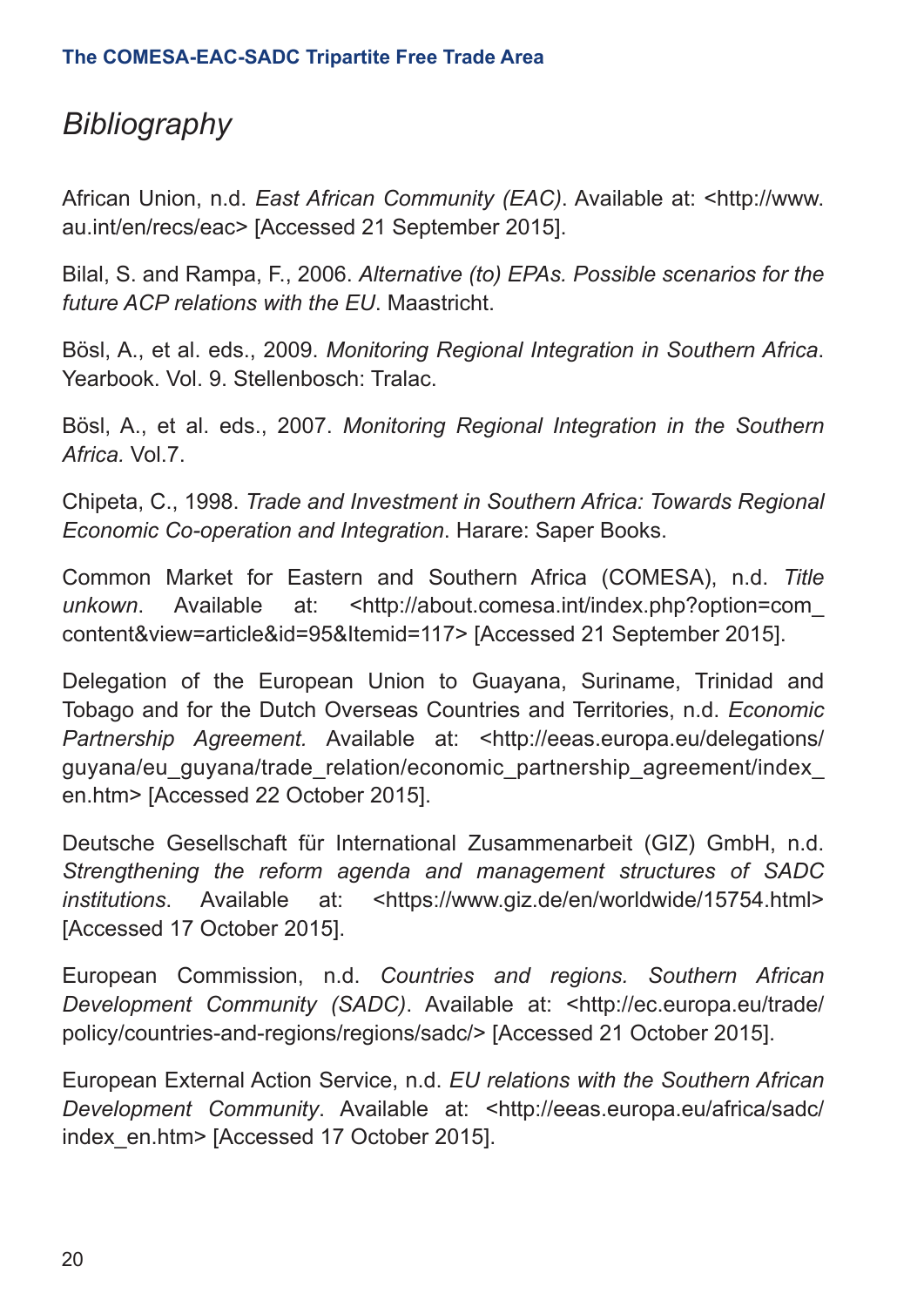# *Bibliography*

African Union, n.d. *East African Community (EAC)*. Available at: <http://www.au.int/en/recs/eac> [Accessed 21 September 2015].

Bilal, S. and Rampa, F., 2006. *Alternative (to) EPAs. Possible scenarios for the future ACP relations with the EU*. Maastricht.

Bösl, A., et al. eds., 2009. *Monitoring Regional Integration in Southern Africa*. Yearbook. Vol. 9. Stellenbosch: Tralac.

Bösl, A., et al. eds., 2007. *Monitoring Regional Integration in the Southern Africa.* Vol.7.

Chipeta, C., 1998. *Trade and Investment in Southern Africa: Towards Regional Economic Co-operation and Integration*. Harare: Saper Books.

Common Market for Eastern and Southern Africa (COMESA), n.d. *Title unkown*. Available at: <http://about.comesa.int/index.php?option=com_content&view=article&id=95&Itemid=117> [Accessed 21 September 2015].

Delegation of the European Union to Guayana, Suriname, Trinidad and Tobago and for the Dutch Overseas Countries and Territories, n.d. *Economic Partnership Agreement.* Available at: <http://eeas.europa.eu/delegations/guyana/eu_guyana/trade_relation/economic_partnership_agreement/index_en.htm> [Accessed 22 October 2015].

Deutsche Gesellschaft für International Zusammenarbeit (GIZ) GmbH, n.d. *Strengthening the reform agenda and management structures of SADC institutions*. Available at: <https://www.giz.de/en/worldwide/15754.html> [Accessed 17 October 2015].

European Commission, n.d. *Countries and regions. Southern African Development Community (SADC)*. Available at: <http://ec.europa.eu/trade/policy/countries-and-regions/regions/sadc/> [Accessed 21 October 2015].

European External Action Service, n.d. *EU relations with the Southern African Development Community*. Available at: <http://eeas.europa.eu/africa/sadc/index_en.htm> [Accessed 17 October 2015].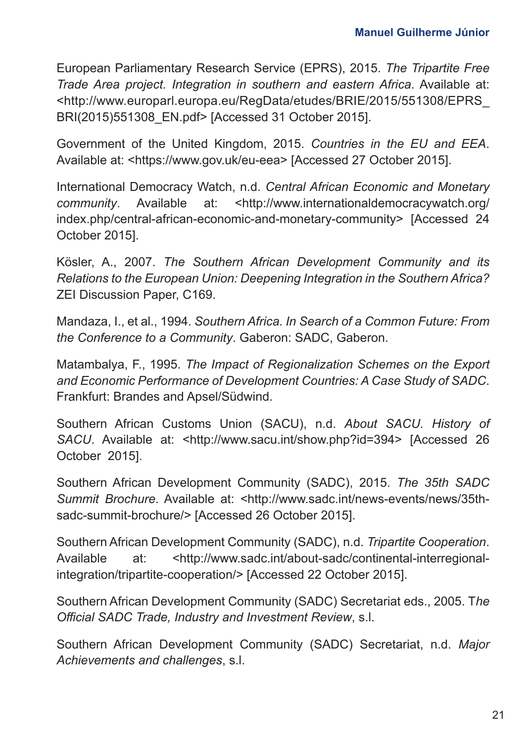European Parliamentary Research Service (EPRS), 2015. *The Tripartite Free Trade Area project. Integration in southern and eastern Africa*. Available at: <http://www.europarl.europa.eu/RegData/etudes/BRIE/2015/551308/EPRS_BRI(2015)551308_EN.pdf> [Accessed 31 October 2015].

Government of the United Kingdom, 2015. *Countries in the EU and EEA*. Available at: <https://www.gov.uk/eu-eea> [Accessed 27 October 2015].

International Democracy Watch, n.d. *Central African Economic and Monetary community*. Available at: <http://www.internationaldemocracywatch.org/index.php/central-african-economic-and-monetary-community> [Accessed 24 October 2015].

Kösler, A., 2007. *The Southern African Development Community and its Relations to the European Union: Deepening Integration in the Southern Africa?* ZEI Discussion Paper, C169.

Mandaza, I., et al., 1994. *Southern Africa. In Search of a Common Future: From the Conference to a Community*. Gaberon: SADC, Gaberon.

Matambalya, F., 1995. *The Impact of Regionalization Schemes on the Export and Economic Performance of Development Countries: A Case Study of SADC*. Frankfurt: Brandes and Apsel/Südwind.

Southern African Customs Union (SACU), n.d. *About SACU. History of SACU*. Available at: <http://www.sacu.int/show.php?id=394> [Accessed 26 October 2015].

Southern African Development Community (SADC), 2015. *The 35th SADC Summit Brochure*. Available at: <http://www.sadc.int/news-events/news/35th-sadc-summit-brochure/> [Accessed 26 October 2015].

Southern African Development Community (SADC), n.d. *Tripartite Cooperation*. Available at: <http://www.sadc.int/about-sadc/continental-interregional-integration/tripartite-cooperation/> [Accessed 22 October 2015].

Southern African Development Community (SADC) Secretariat eds., 2005. T*he Official SADC Trade, Industry and Investment Review*, s.l.

Southern African Development Community (SADC) Secretariat, n.d. *Major Achievements and challenges*, s.l.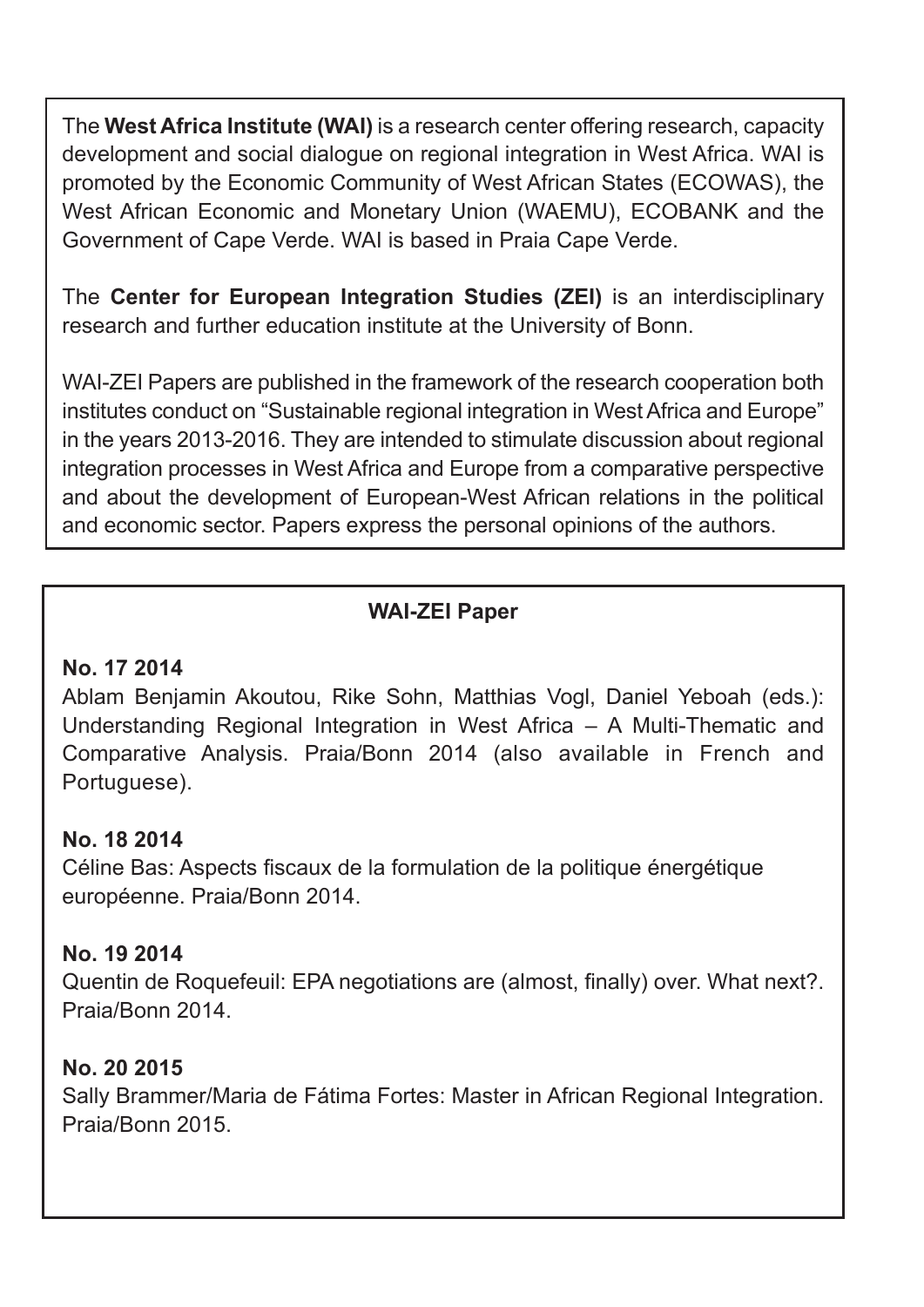The **West Africa Institute (WAI)** is a research center offering research, capacity development and social dialogue on regional integration in West Africa. WAI is promoted by the Economic Community of West African States (ECOWAS), the West African Economic and Monetary Union (WAEMU), ECOBANK and the Government of Cape Verde. WAI is based in Praia Cape Verde.

The **Center for European Integration Studies (ZEI)** is an interdisciplinary research and further education institute at the University of Bonn.

WAI-ZEI Papers are published in the framework of the research cooperation both institutes conduct on "Sustainable regional integration in West Africa and Europe" in the years 2013-2016. They are intended to stimulate discussion about regional integration processes in West Africa and Europe from a comparative perspective and about the development of European-West African relations in the political and economic sector. Papers express the personal opinions of the authors.

**WAI-ZEI Paper**

**No. 17 2014**
Ablam Benjamin Akoutou, Rike Sohn, Matthias Vogl, Daniel Yeboah (eds.): Understanding Regional Integration in West Africa – A Multi-Thematic and Comparative Analysis. Praia/Bonn 2014 (also available in French and Portuguese).

**No. 18 2014**
Céline Bas: Aspects fiscaux de la formulation de la politique énergétique européenne. Praia/Bonn 2014.

**No. 19 2014**
Quentin de Roquefeuil: EPA negotiations are (almost, finally) over. What next?. Praia/Bonn 2014.

**No. 20 2015**
Sally Brammer/Maria de Fátima Fortes: Master in African Regional Integration. Praia/Bonn 2015.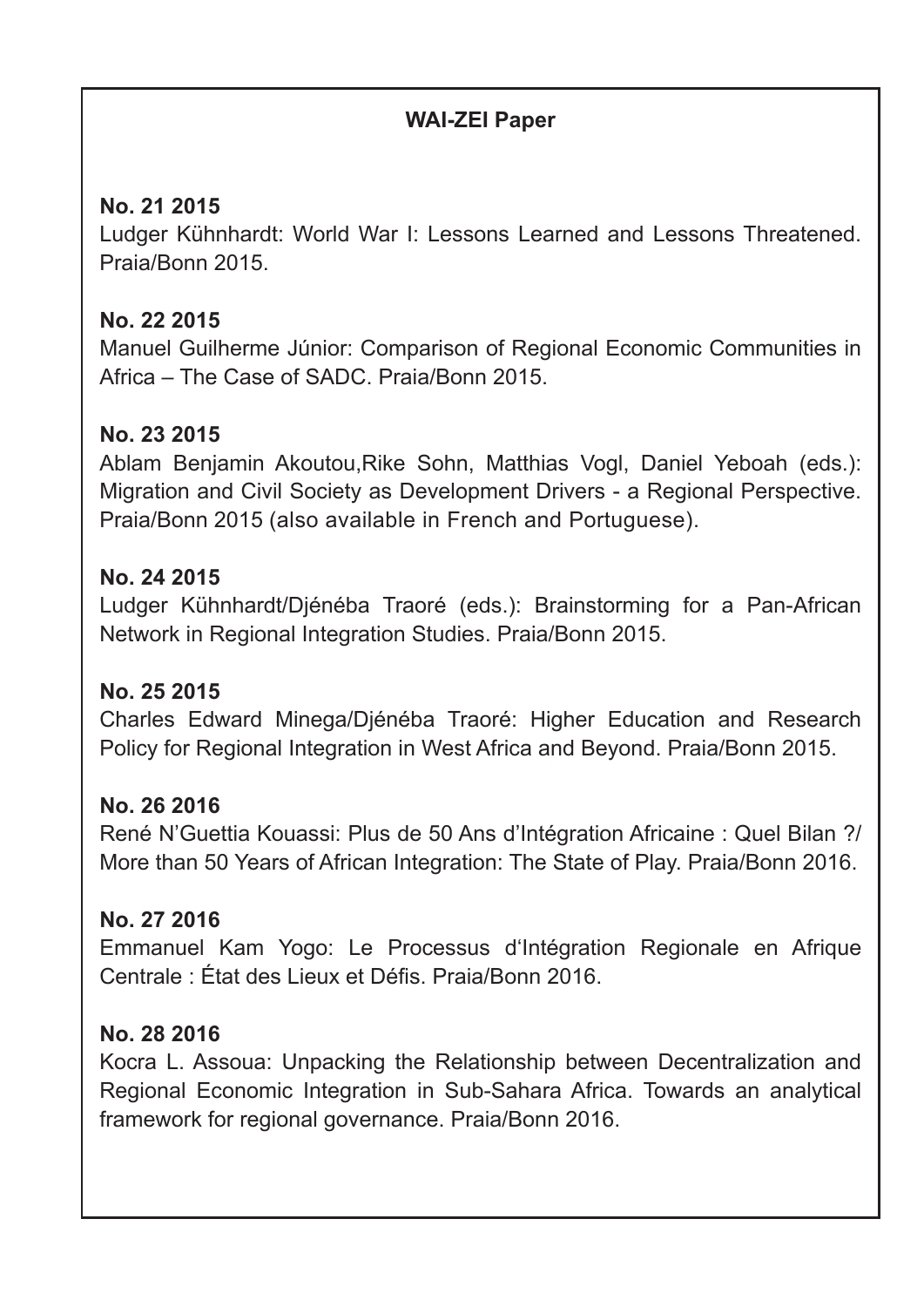**WAI-ZEI Paper**

**No. 21 2015**
Ludger Kühnhardt: World War I: Lessons Learned and Lessons Threatened. Praia/Bonn 2015.

**No. 22 2015**
Manuel Guilherme Júnior: Comparison of Regional Economic Communities in Africa – The Case of SADC. Praia/Bonn 2015.

**No. 23 2015**
Ablam Benjamin Akoutou,Rike Sohn, Matthias Vogl, Daniel Yeboah (eds.): Migration and Civil Society as Development Drivers - a Regional Perspective. Praia/Bonn 2015 (also available in French and Portuguese).

**No. 24 2015**
Ludger Kühnhardt/Djénéba Traoré (eds.): Brainstorming for a Pan-African Network in Regional Integration Studies. Praia/Bonn 2015.

**No. 25 2015**
Charles Edward Minega/Djénéba Traoré: Higher Education and Research Policy for Regional Integration in West Africa and Beyond. Praia/Bonn 2015.

**No. 26 2016**
René N'Guettia Kouassi: Plus de 50 Ans d'Intégration Africaine : Quel Bilan ?/ More than 50 Years of African Integration: The State of Play. Praia/Bonn 2016.

**No. 27 2016**
Emmanuel Kam Yogo: Le Processus d'Intégration Regionale en Afrique Centrale : État des Lieux et Défis. Praia/Bonn 2016.

**No. 28 2016**
Kocra L. Assoua: Unpacking the Relationship between Decentralization and Regional Economic Integration in Sub-Sahara Africa. Towards an analytical framework for regional governance. Praia/Bonn 2016.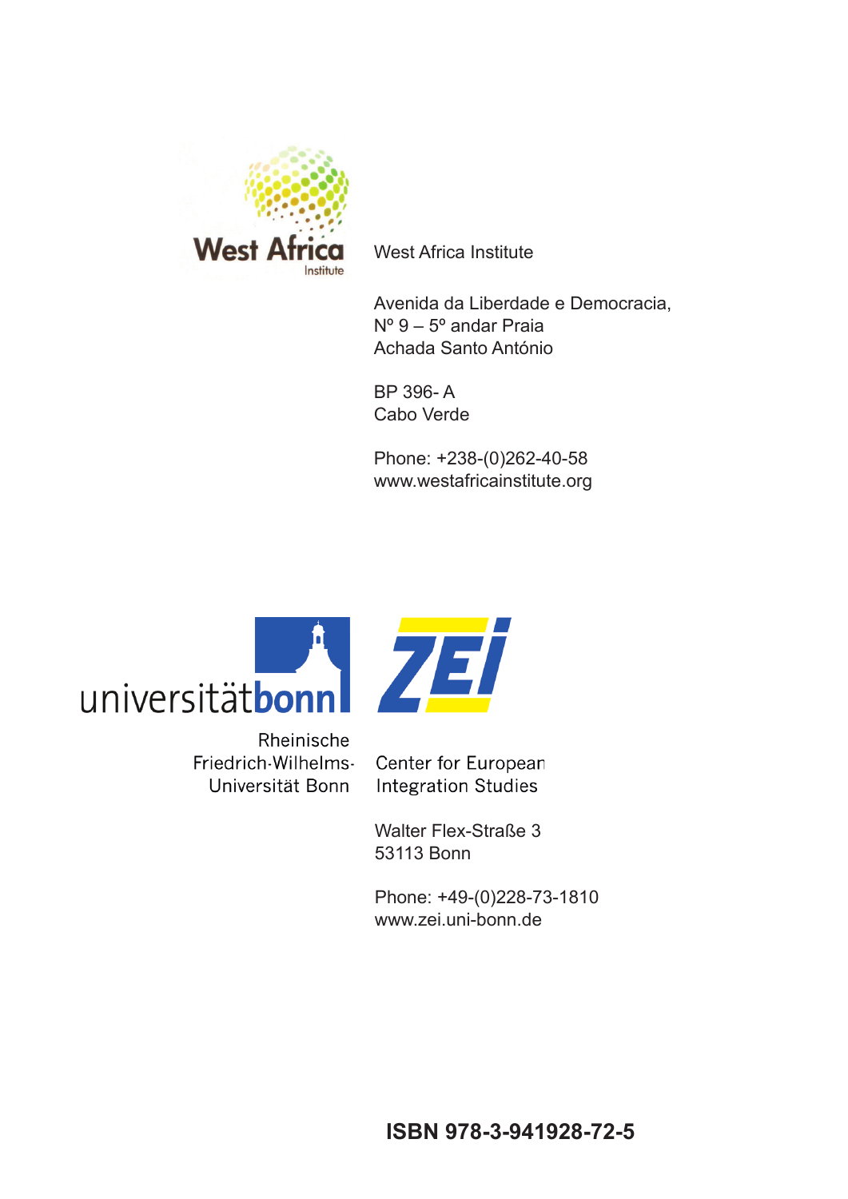West Africa Institute

Avenida da Liberdade e Democracia,
Nº 9 – 5º andar Praia
Achada Santo António

BP 396- A
Cabo Verde

Phone: +238-(0)262-40-58
www.westafricainstitute.org

Rheinische
Friedrich-Wilhelms-
Universität Bonn

Center for European
Integration Studies

Walter Flex-Straße 3
53113 Bonn

Phone: +49-(0)228-73-1810
www.zei.uni-bonn.de

**ISBN 978-3-941928-72-5**